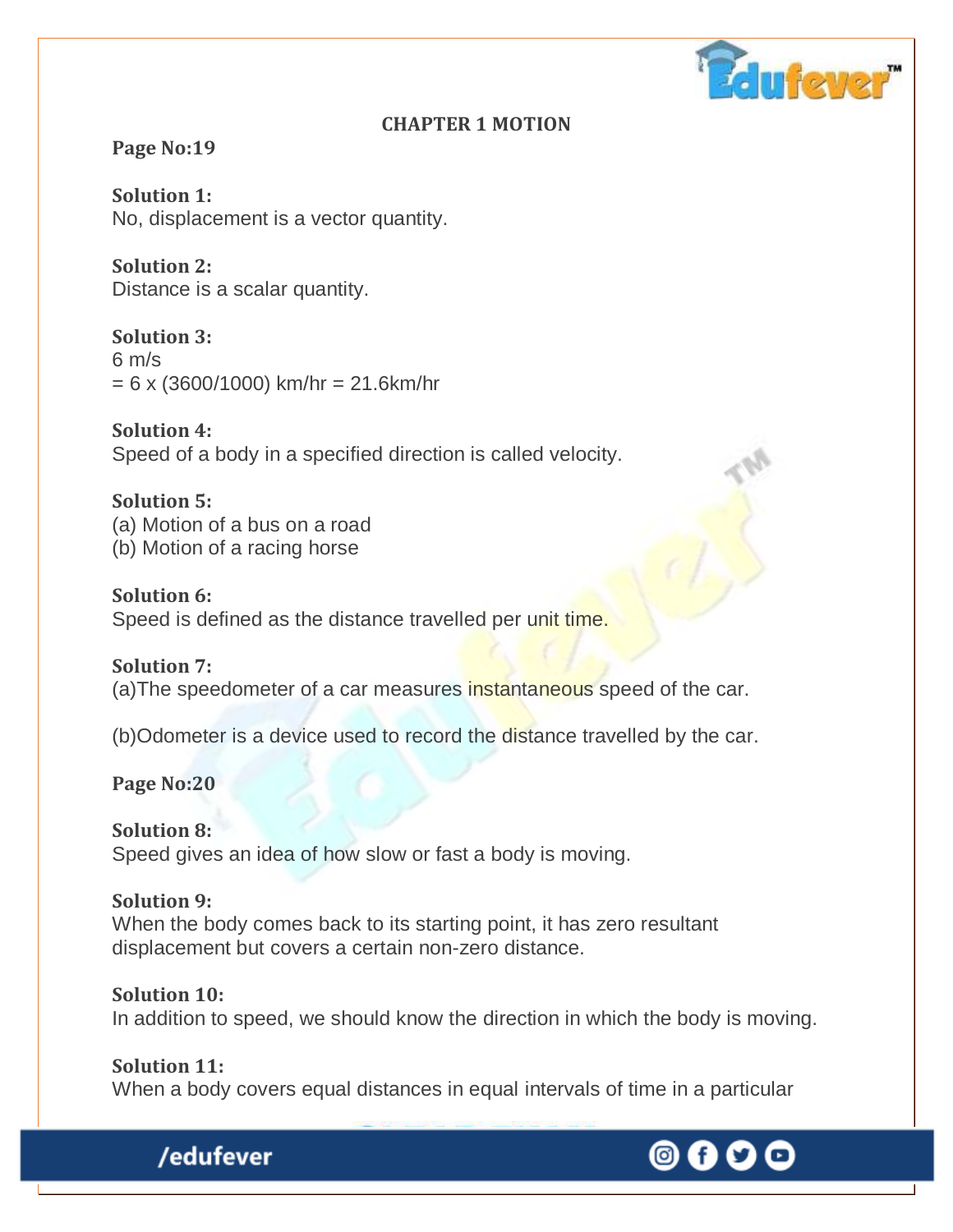# CHAPTER 1 MOTION

**Page No:19**

**Solution 1:**
No, displacement is a vector quantity.

**Solution 2:**
Distance is a scalar quantity.

**Solution 3:**
6 m/s
= 6 x (3600/1000) km/hr = 21.6km/hr

**Solution 4:**
Speed of a body in a specified direction is called velocity.

**Solution 5:**
(a) Motion of a bus on a road
(b) Motion of a racing horse

**Solution 6:**
Speed is defined as the distance travelled per unit time.

**Solution 7:**
(a)The speedometer of a car measures instantaneous speed of the car.

(b)Odometer is a device used to record the distance travelled by the car.

**Page No:20**

**Solution 8:**
Speed gives an idea of how slow or fast a body is moving.

**Solution 9:**
When the body comes back to its starting point, it has zero resultant displacement but covers a certain non-zero distance.

**Solution 10:**
In addition to speed, we should know the direction in which the body is moving.

**Solution 11:**
When a body covers equal distances in equal intervals of time in a particular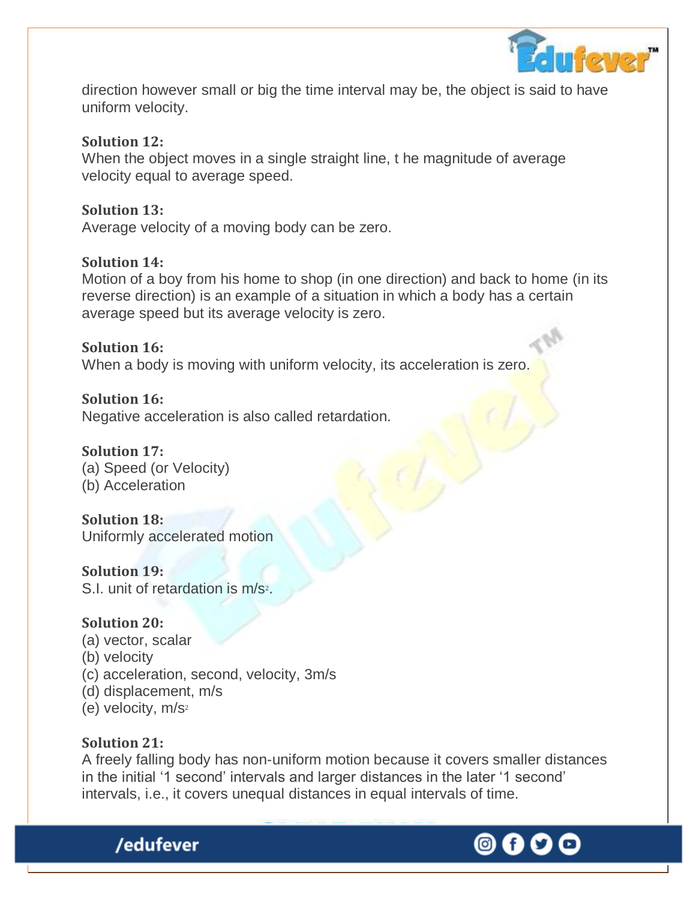direction however small or big the time interval may be, the object is said to have uniform velocity.

**Solution 12:**
When the object moves in a single straight line, t he magnitude of average velocity equal to average speed.

**Solution 13:**
Average velocity of a moving body can be zero.

**Solution 14:**
Motion of a boy from his home to shop (in one direction) and back to home (in its reverse direction) is an example of a situation in which a body has a certain average speed but its average velocity is zero.

**Solution 16:**
When a body is moving with uniform velocity, its acceleration is zero.

**Solution 16:**
Negative acceleration is also called retardation.

**Solution 17:**
(a) Speed (or Velocity)
(b) Acceleration

**Solution 18:**
Uniformly accelerated motion

**Solution 19:**
S.I. unit of retardation is $m/s^2$.

**Solution 20:**
(a) vector, scalar
(b) velocity
(c) acceleration, second, velocity, 3m/s
(d) displacement, m/s
(e) velocity, $m/s^2$

**Solution 21:**
A freely falling body has non-uniform motion because it covers smaller distances in the initial '1 second' intervals and larger distances in the later '1 second' intervals, i.e., it covers unequal distances in equal intervals of time.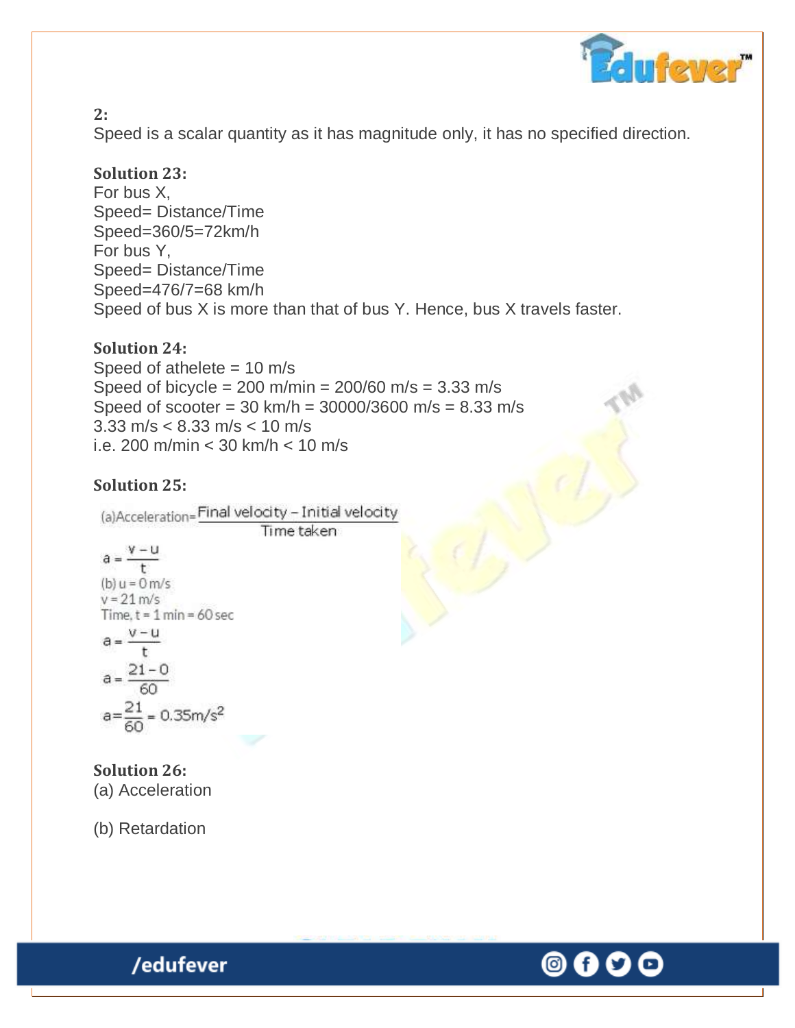**2:**
Speed is a scalar quantity as it has magnitude only, it has no specified direction.

**Solution 23:**
For bus X,
Speed= Distance/Time
Speed=360/5=72km/h
For bus Y,
Speed= Distance/Time
Speed=476/7=68 km/h
Speed of bus X is more than that of bus Y. Hence, bus X travels faster.

**Solution 24:**
Speed of athelete = 10 m/s
Speed of bicycle = 200 m/min = 200/60 m/s = 3.33 m/s
Speed of scooter = 30 km/h = 30000/3600 m/s = 8.33 m/s
3.33 m/s < 8.33 m/s < 10 m/s
i.e. 200 m/min < 30 km/h < 10 m/s

**Solution 25:**

(a) $\text{Acceleration} = \dfrac{\text{Final velocity} - \text{Initial velocity}}{\text{Time taken}}$

$$a = \frac{v - u}{t}$$

(b) $u = 0$ m/s
$v = 21$ m/s
Time, $t = 1$ min $= 60$ sec

$$a = \frac{v - u}{t}$$

$$a = \frac{21 - 0}{60}$$

$$a = \frac{21}{60} = 0.35 \text{m/s}^2$$

**Solution 26:**
(a) Acceleration

(b) Retardation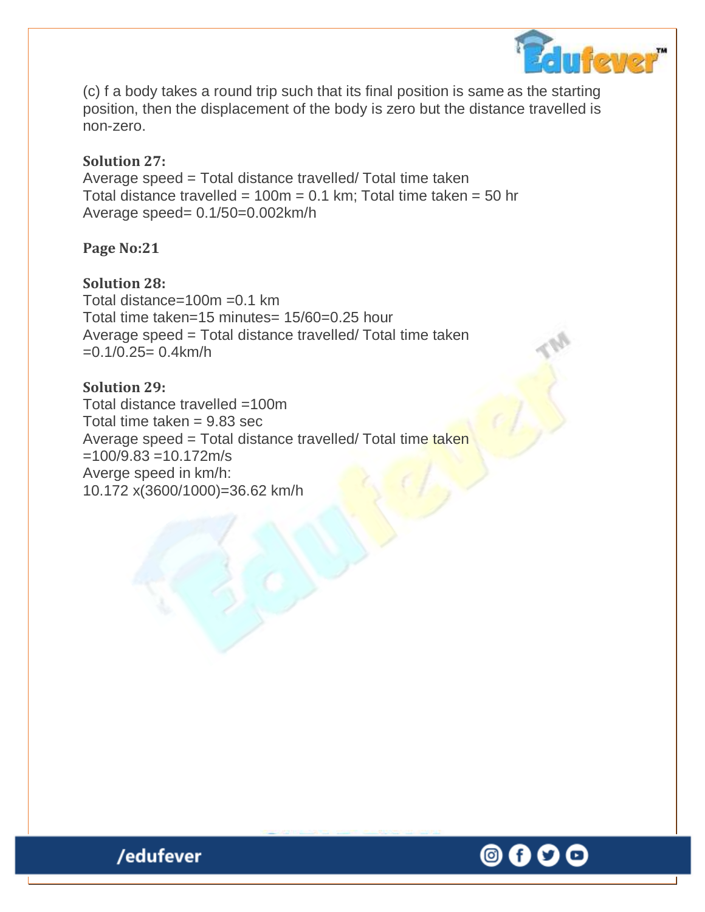(c) f a body takes a round trip such that its final position is same as the starting position, then the displacement of the body is zero but the distance travelled is non-zero.

**Solution 27:**

Average speed = Total distance travelled/ Total time taken

Total distance travelled = 100m = 0.1 km; Total time taken = 50 hr

Average speed= 0.1/50=0.002km/h

**Page No:21**

**Solution 28:**

Total distance=100m =0.1 km

Total time taken=15 minutes= 15/60=0.25 hour

Average speed = Total distance travelled/ Total time taken

=0.1/0.25= 0.4km/h

**Solution 29:**

Total distance travelled =100m

Total time taken = 9.83 sec

Average speed = Total distance travelled/ Total time taken

=100/9.83 =10.172m/s

Averge speed in km/h:

10.172 x(3600/1000)=36.62 km/h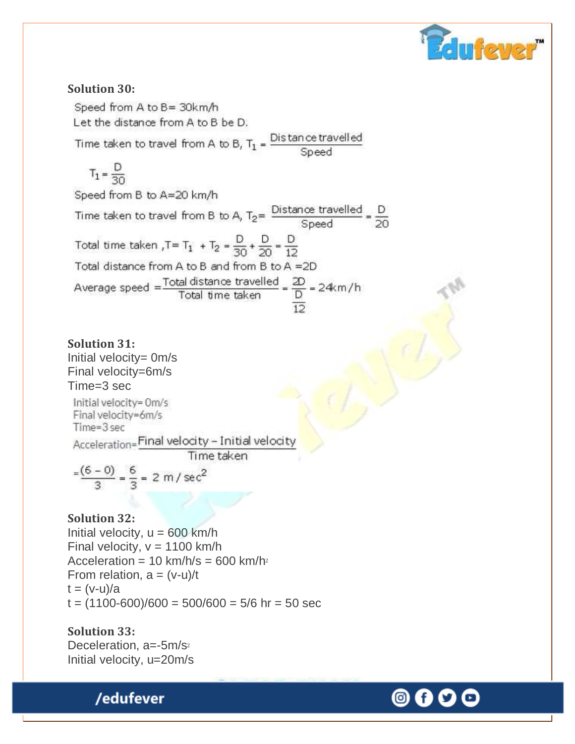**Solution 30:**

Speed from A to B= 30km/h

Let the distance from A to B be D.

Time taken to travel from A to B, $T_1 = \frac{\text{Distance travelled}}{\text{Speed}}$

$$T_1 = \frac{D}{30}$$

Speed from B to A=20 km/h

Time taken to travel from B to A, $T_2 = \frac{\text{Distance travelled}}{\text{Speed}} = \frac{D}{20}$

Total time taken ,$T = T_1 + T_2 = \frac{D}{30} + \frac{D}{20} = \frac{D}{12}$

Total distance from A to B and from B to A =2D

Average speed $= \frac{\text{Total distance travelled}}{\text{Total time taken}} = \frac{2D}{\frac{D}{12}} = 24\text{km/h}$

**Solution 31:**

Initial velocity= 0m/s

Final velocity=6m/s

Time=3 sec

Initial velocity= 0m/s

Final velocity=6m/s

Time=3 sec

Acceleration$= \frac{\text{Final velocity} - \text{Initial velocity}}{\text{Time taken}}$

$$= \frac{(6-0)}{3} = \frac{6}{3} = 2\ \text{m/sec}^2$$

**Solution 32:**

Initial velocity, u = 600 km/h

Final velocity, v = 1100 km/h

Acceleration = 10 km/h/s = 600 km/$h^2$

From relation, a = (v-u)/t

t = (v-u)/a

t = (1100-600)/600 = 500/600 = 5/6 hr = 50 sec

**Solution 33:**

Deceleration, a=-5m/$s^2$

Initial velocity, u=20m/s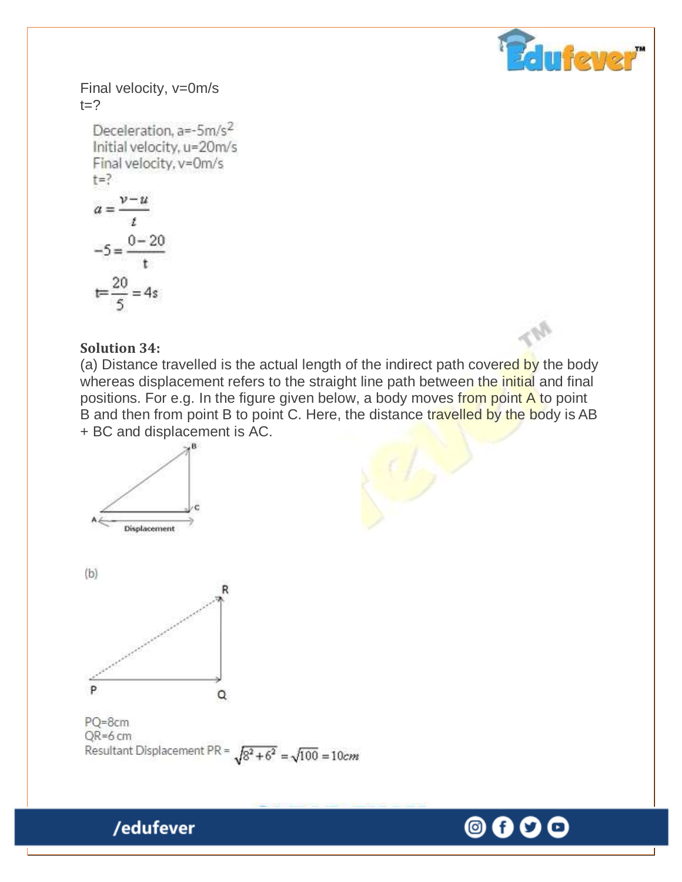Final velocity, v=0m/s
t=?

Deceleration, a=-5m/s$^2$
Initial velocity, u=20m/s
Final velocity, v=0m/s
t=?

$$a = \frac{v-u}{t}$$

$$-5 = \frac{0-20}{t}$$

$$t = \frac{20}{5} = 4s$$

**Solution 34:**

(a) Distance travelled is the actual length of the indirect path covered by the body whereas displacement refers to the straight line path between the initial and final positions. For e.g. In the figure given below, a body moves from point A to point B and then from point B to point C. Here, the distance travelled by the body is AB + BC and displacement is AC.

Displacement

(b)

PQ=8cm
QR=6 cm
Resultant Displacement PR = $\sqrt{8^2+6^2} = \sqrt{100} = 10cm$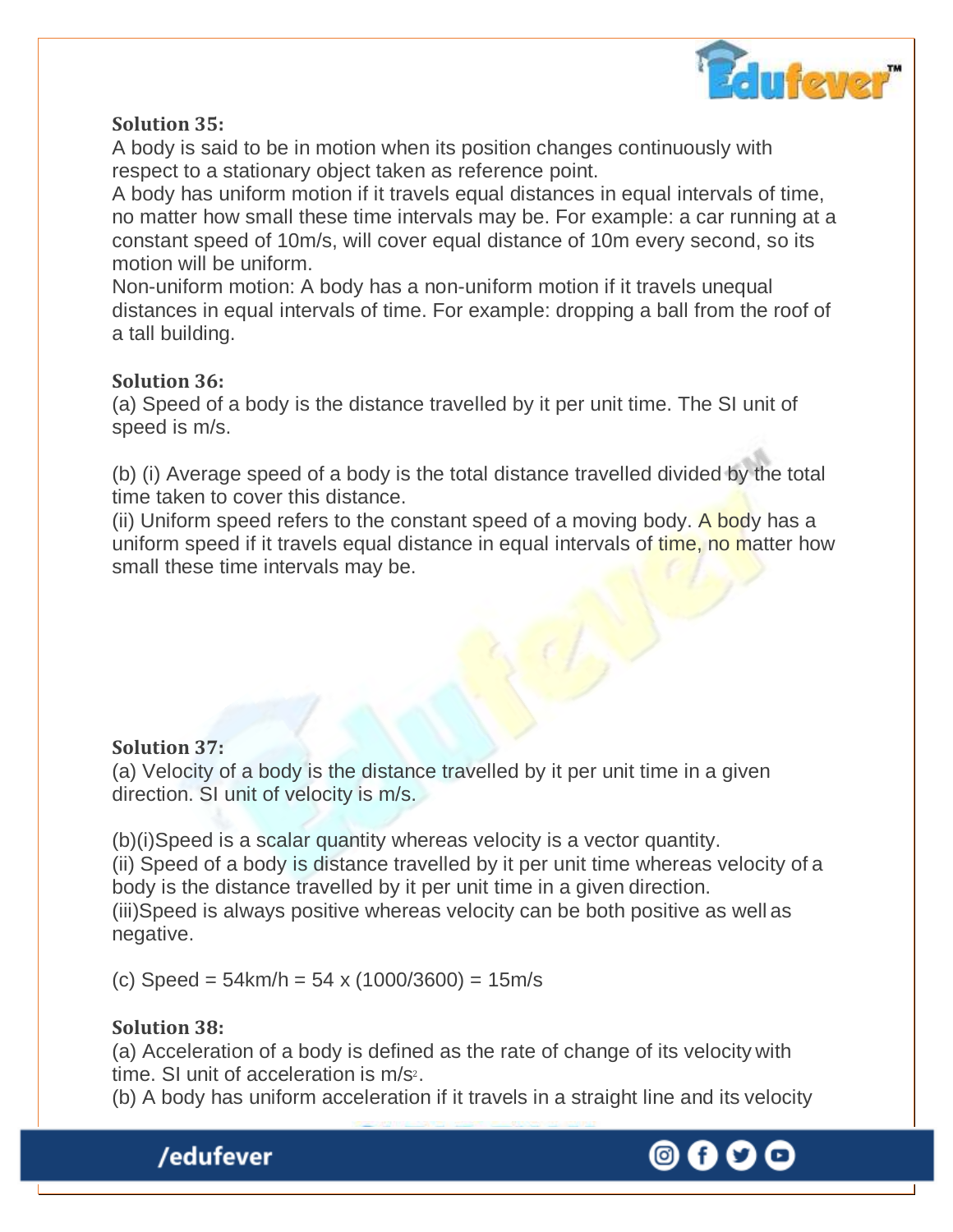**Solution 35:**

A body is said to be in motion when its position changes continuously with respect to a stationary object taken as reference point.

A body has uniform motion if it travels equal distances in equal intervals of time, no matter how small these time intervals may be. For example: a car running at a constant speed of 10m/s, will cover equal distance of 10m every second, so its motion will be uniform.

Non-uniform motion: A body has a non-uniform motion if it travels unequal distances in equal intervals of time. For example: dropping a ball from the roof of a tall building.

**Solution 36:**

(a) Speed of a body is the distance travelled by it per unit time. The SI unit of speed is m/s.

(b) (i) Average speed of a body is the total distance travelled divided by the total time taken to cover this distance.

(ii) Uniform speed refers to the constant speed of a moving body. A body has a uniform speed if it travels equal distance in equal intervals of time, no matter how small these time intervals may be.

**Solution 37:**

(a) Velocity of a body is the distance travelled by it per unit time in a given direction. SI unit of velocity is m/s.

(b)(i)Speed is a scalar quantity whereas velocity is a vector quantity.

(ii) Speed of a body is distance travelled by it per unit time whereas velocity of a body is the distance travelled by it per unit time in a given direction.

(iii)Speed is always positive whereas velocity can be both positive as well as negative.

(c) Speed = 54km/h = 54 x (1000/3600) = 15m/s

**Solution 38:**

(a) Acceleration of a body is defined as the rate of change of its velocity with time. SI unit of acceleration is $m/s^2$.

(b) A body has uniform acceleration if it travels in a straight line and its velocity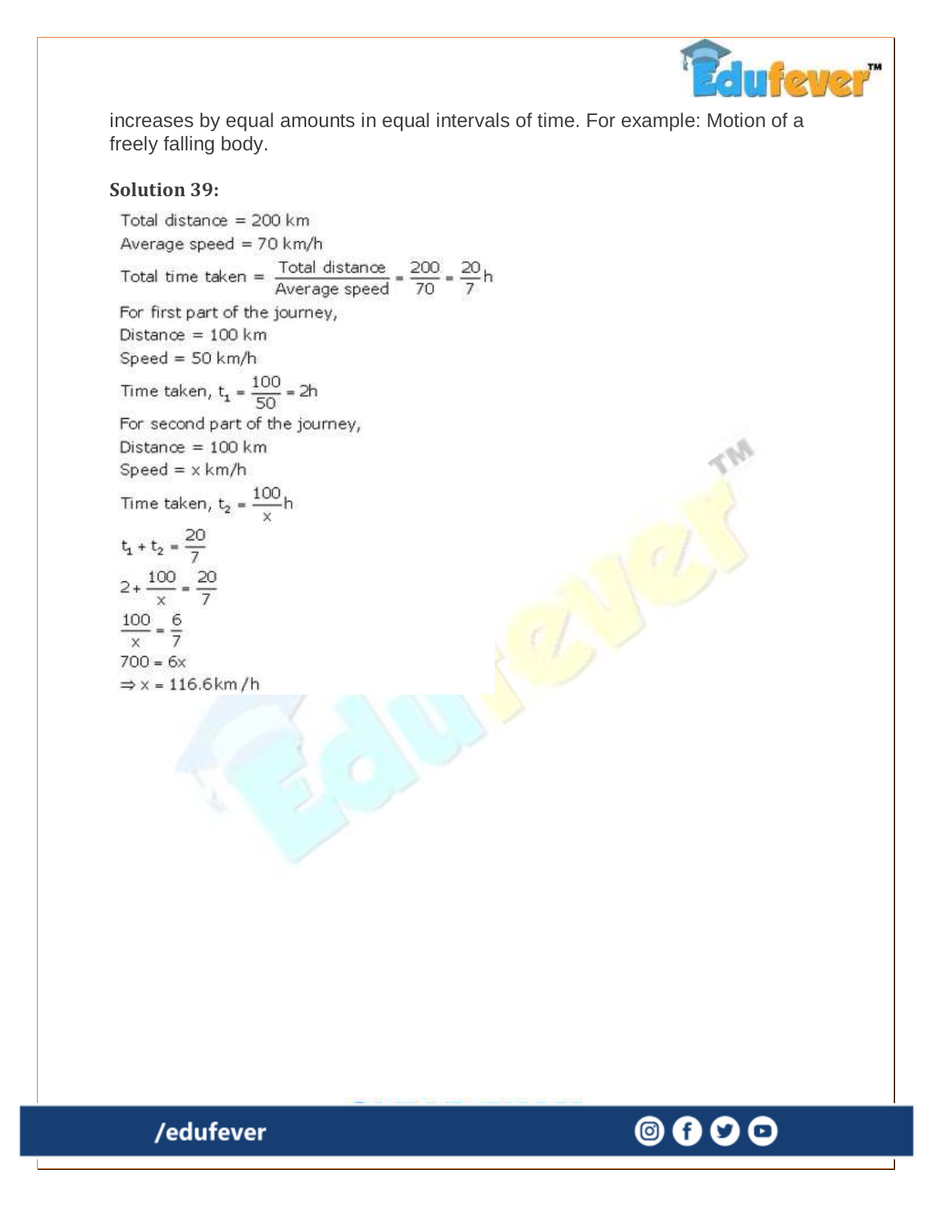increases by equal amounts in equal intervals of time. For example: Motion of a freely falling body.

**Solution 39:**

Total distance = 200 km

Average speed = 70 km/h

$$\text{Total time taken} = \frac{\text{Total distance}}{\text{Average speed}} = \frac{200}{70} = \frac{20}{7}\text{h}$$

For first part of the journey,

Distance = 100 km

Speed = 50 km/h

$$\text{Time taken, } t_1 = \frac{100}{50} = 2\text{h}$$

For second part of the journey,

Distance = 100 km

Speed = x km/h

$$\text{Time taken, } t_2 = \frac{100}{x}\text{h}$$

$$t_1 + t_2 = \frac{20}{7}$$

$$2 + \frac{100}{x} = \frac{20}{7}$$

$$\frac{100}{x} = \frac{6}{7}$$

$$700 = 6x$$

$$\Rightarrow x = 116.6\text{km/h}$$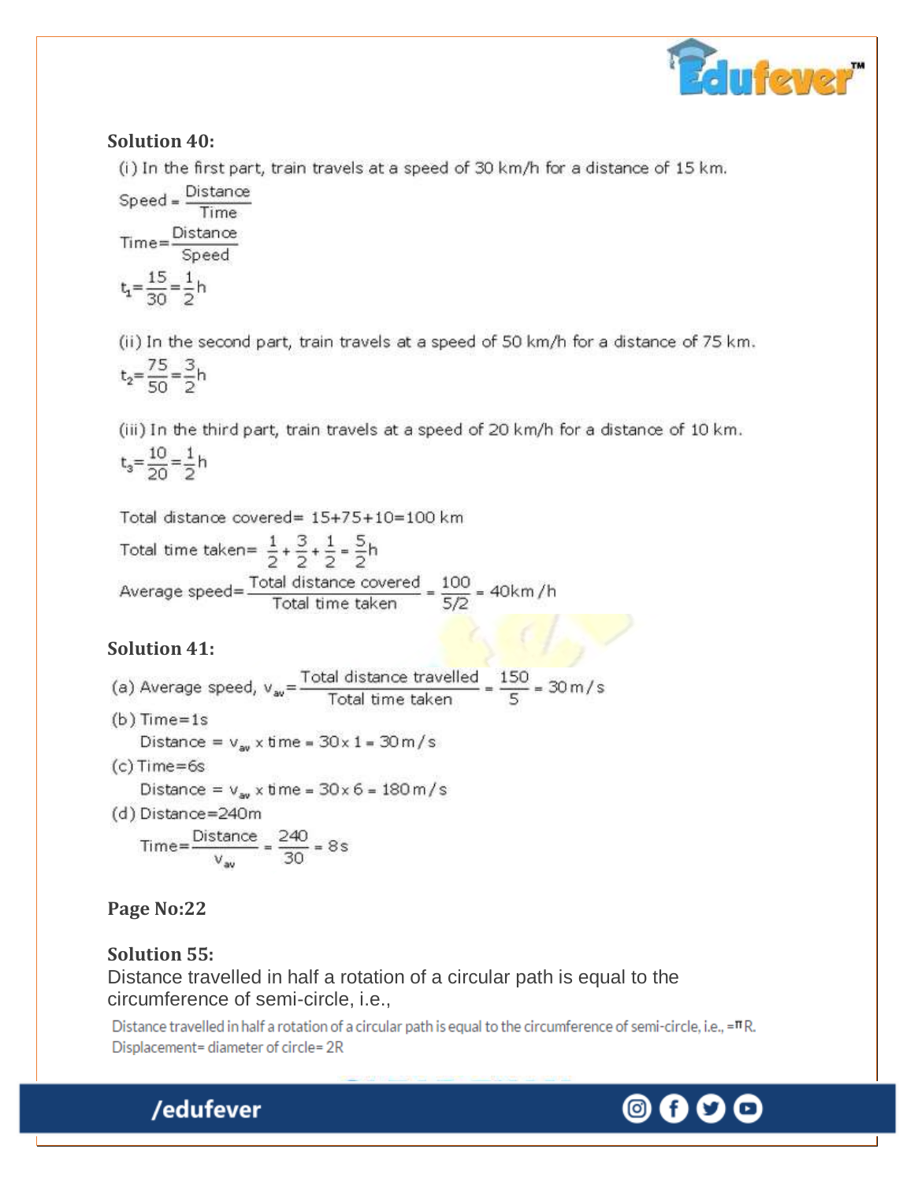**Solution 40:**

(i) In the first part, train travels at a speed of 30 km/h for a distance of 15 km.

$$\text{Speed} = \frac{\text{Distance}}{\text{Time}}$$

$$\text{Time} = \frac{\text{Distance}}{\text{Speed}}$$

$$t_1 = \frac{15}{30} = \frac{1}{2}\text{h}$$

(ii) In the second part, train travels at a speed of 50 km/h for a distance of 75 km.

$$t_2 = \frac{75}{50} = \frac{3}{2}\text{h}$$

(iii) In the third part, train travels at a speed of 20 km/h for a distance of 10 km.

$$t_3 = \frac{10}{20} = \frac{1}{2}\text{h}$$

Total distance covered= 15+75+10=100 km

$$\text{Total time taken} = \frac{1}{2} + \frac{3}{2} + \frac{1}{2} = \frac{5}{2}\text{h}$$

$$\text{Average speed} = \frac{\text{Total distance covered}}{\text{Total time taken}} = \frac{100}{5/2} = 40\text{km/h}$$

**Solution 41:**

(a) Average speed, $v_{av} = \frac{\text{Total distance travelled}}{\text{Total time taken}} = \frac{150}{5} = 30\,\text{m/s}$

(b) Time=1s

Distance = $v_{av}$ x time = 30 x 1 = 30 m/s

(c) Time=6s

Distance = $v_{av}$ x time = 30 x 6 = 180 m/s

(d) Distance=240m

$$\text{Time} = \frac{\text{Distance}}{v_{av}} = \frac{240}{30} = 8\text{s}$$

**Page No:22**

**Solution 55:**

Distance travelled in half a rotation of a circular path is equal to the circumference of semi-circle, i.e.,

Distance travelled in half a rotation of a circular path is equal to the circumference of semi-circle, i.e., $= \pi R$.

Displacement= diameter of circle= 2R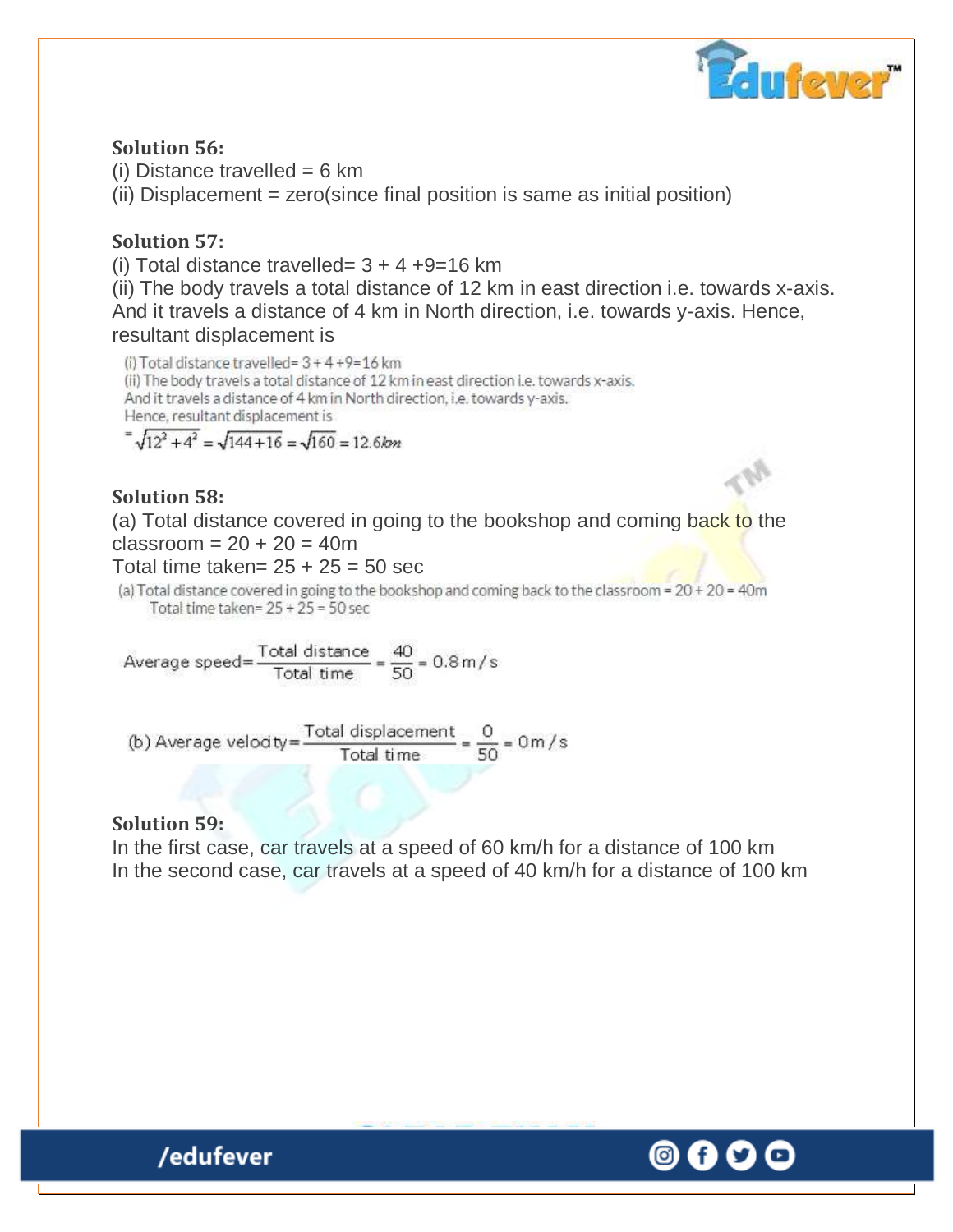**Solution 56:**

(i) Distance travelled = 6 km

(ii) Displacement = zero(since final position is same as initial position)

**Solution 57:**

(i) Total distance travelled= 3 + 4 +9=16 km

(ii) The body travels a total distance of 12 km in east direction i.e. towards x-axis. And it travels a distance of 4 km in North direction, i.e. towards y-axis. Hence, resultant displacement is

(i) Total distance travelled= 3 + 4 +9=16 km

(ii) The body travels a total distance of 12 km in east direction i.e. towards x-axis. And it travels a distance of 4 km in North direction, i.e. towards y-axis. Hence, resultant displacement is

$$= \sqrt{12^2 + 4^2} = \sqrt{144 + 16} = \sqrt{160} = 12.6km$$

**Solution 58:**

(a) Total distance covered in going to the bookshop and coming back to the classroom = 20 + 20 = 40m

Total time taken= 25 + 25 = 50 sec

(a) Total distance covered in going to the bookshop and coming back to the classroom = 20 + 20 = 40m

Total time taken= 25 + 25 = 50 sec

$$\text{Average speed} = \frac{\text{Total distance}}{\text{Total time}} = \frac{40}{50} = 0.8\,m/s$$

$$\text{(b) Average velocity} = \frac{\text{Total displacement}}{\text{Total time}} = \frac{0}{50} = 0\,m/s$$

**Solution 59:**

In the first case, car travels at a speed of 60 km/h for a distance of 100 km

In the second case, car travels at a speed of 40 km/h for a distance of 100 km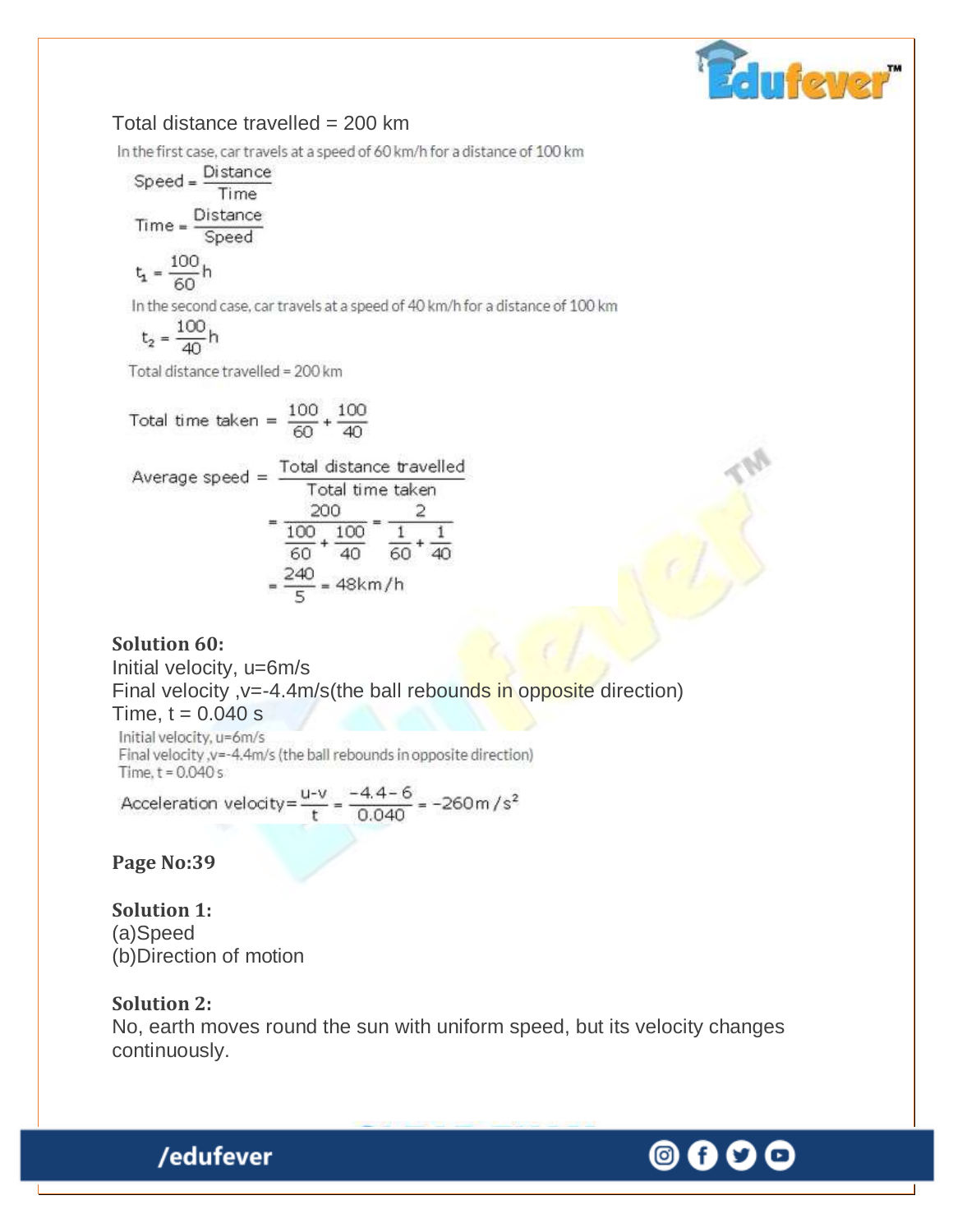Total distance travelled = 200 km

In the first case, car travels at a speed of 60 km/h for a distance of 100 km

$$\text{Speed} = \frac{\text{Distance}}{\text{Time}}$$

$$\text{Time} = \frac{\text{Distance}}{\text{Speed}}$$

$$t_1 = \frac{100}{60}\text{h}$$

In the second case, car travels at a speed of 40 km/h for a distance of 100 km

$$t_2 = \frac{100}{40}\text{h}$$

Total distance travelled = 200 km

$$\text{Total time taken} = \frac{100}{60} + \frac{100}{40}$$

$$\text{Average speed} = \frac{\text{Total distance travelled}}{\text{Total time taken}}$$

$$= \frac{200}{\frac{100}{60} + \frac{100}{40}} = \frac{2}{\frac{1}{60} + \frac{1}{40}}$$

$$= \frac{240}{5} = 48\text{km/h}$$

**Solution 60:**

Initial velocity, u=6m/s
Final velocity ,v=-4.4m/s(the ball rebounds in opposite direction)
Time, t = 0.040 s

Initial velocity, u=6m/s
Final velocity ,v=-4.4m/s (the ball rebounds in opposite direction)
Time, t = 0.040 s

$$\text{Acceleration velocity} = \frac{u-v}{t} = \frac{-4.4-6}{0.040} = -260\text{m/s}^2$$

**Page No:39**

**Solution 1:**

(a)Speed
(b)Direction of motion

**Solution 2:**

No, earth moves round the sun with uniform speed, but its velocity changes continuously.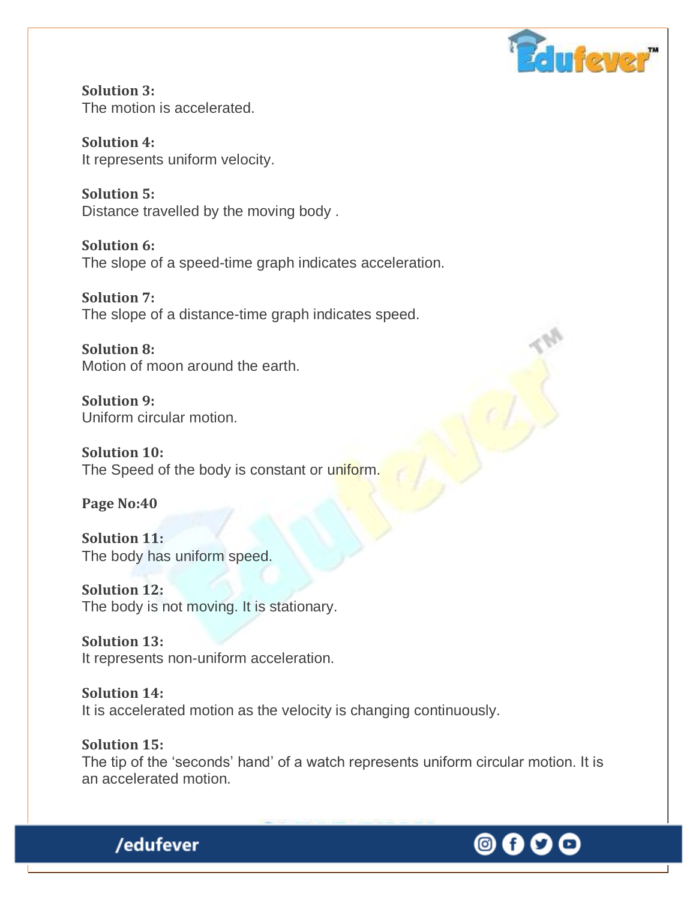**Solution 3:**
The motion is accelerated.

**Solution 4:**
It represents uniform velocity.

**Solution 5:**
Distance travelled by the moving body .

**Solution 6:**
The slope of a speed-time graph indicates acceleration.

**Solution 7:**
The slope of a distance-time graph indicates speed.

**Solution 8:**
Motion of moon around the earth.

**Solution 9:**
Uniform circular motion.

**Solution 10:**
The Speed of the body is constant or uniform.

**Page No:40**

**Solution 11:**
The body has uniform speed.

**Solution 12:**
The body is not moving. It is stationary.

**Solution 13:**
It represents non-uniform acceleration.

**Solution 14:**
It is accelerated motion as the velocity is changing continuously.

**Solution 15:**
The tip of the 'seconds' hand' of a watch represents uniform circular motion. It is an accelerated motion.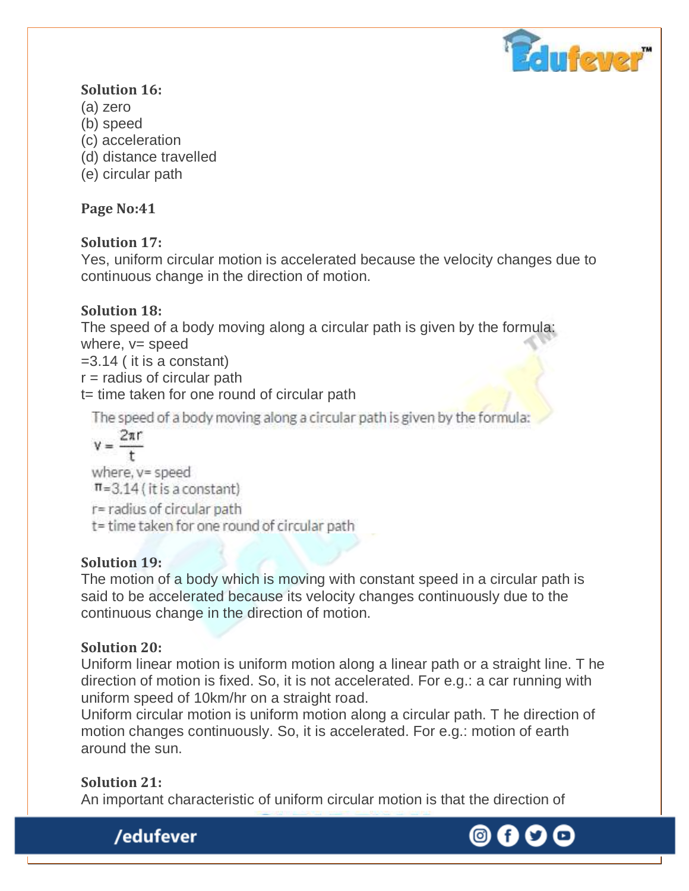**Solution 16:**

(a) zero
(b) speed
(c) acceleration
(d) distance travelled
(e) circular path

**Page No:41**

**Solution 17:**

Yes, uniform circular motion is accelerated because the velocity changes due to continuous change in the direction of motion.

**Solution 18:**

The speed of a body moving along a circular path is given by the formula:
where, v= speed
=3.14 ( it is a constant)
r = radius of circular path
t= time taken for one round of circular path

The speed of a body moving along a circular path is given by the formula:

$$v = \frac{2\pi r}{t}$$

where, v= speed
$\pi$=3.14 ( it is a constant)
r= radius of circular path
t= time taken for one round of circular path

**Solution 19:**

The motion of a body which is moving with constant speed in a circular path is said to be accelerated because its velocity changes continuously due to the continuous change in the direction of motion.

**Solution 20:**

Uniform linear motion is uniform motion along a linear path or a straight line. T he direction of motion is fixed. So, it is not accelerated. For e.g.: a car running with uniform speed of 10km/hr on a straight road.

Uniform circular motion is uniform motion along a circular path. T he direction of motion changes continuously. So, it is accelerated. For e.g.: motion of earth around the sun.

**Solution 21:**

An important characteristic of uniform circular motion is that the direction of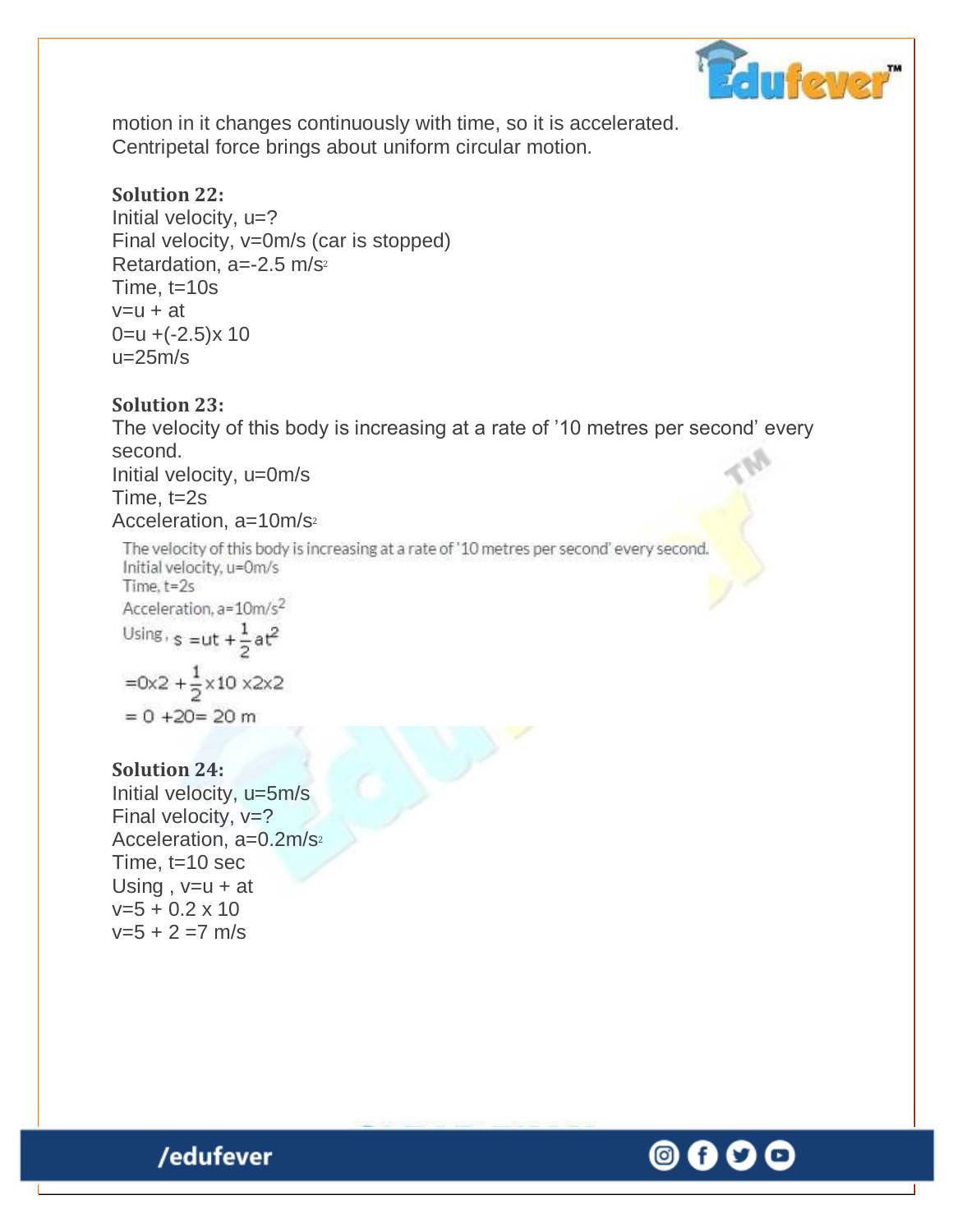motion in it changes continuously with time, so it is accelerated.
Centripetal force brings about uniform circular motion.

**Solution 22:**

Initial velocity, u=?
Final velocity, v=0m/s (car is stopped)
Retardation, a=-2.5 m/s$^2$
Time, t=10s
v=u + at
0=u +(-2.5)x 10
u=25m/s

**Solution 23:**

The velocity of this body is increasing at a rate of '10 metres per second' every second.
Initial velocity, u=0m/s
Time, t=2s
Acceleration, a=10m/s$^2$

The velocity of this body is increasing at a rate of '10 metres per second' every second.
Initial velocity, u=0m/s
Time, t=2s
Acceleration, a=10m/s$^2$
Using, $s = ut + \frac{1}{2}at^2$

$= 0 \times 2 + \frac{1}{2} \times 10 \times 2 \times 2$

$= 0 + 20 = 20$ m

**Solution 24:**

Initial velocity, u=5m/s
Final velocity, v=?
Acceleration, a=0.2m/s$^2$
Time, t=10 sec
Using , v=u + at
v=5 + 0.2 x 10
v=5 + 2 =7 m/s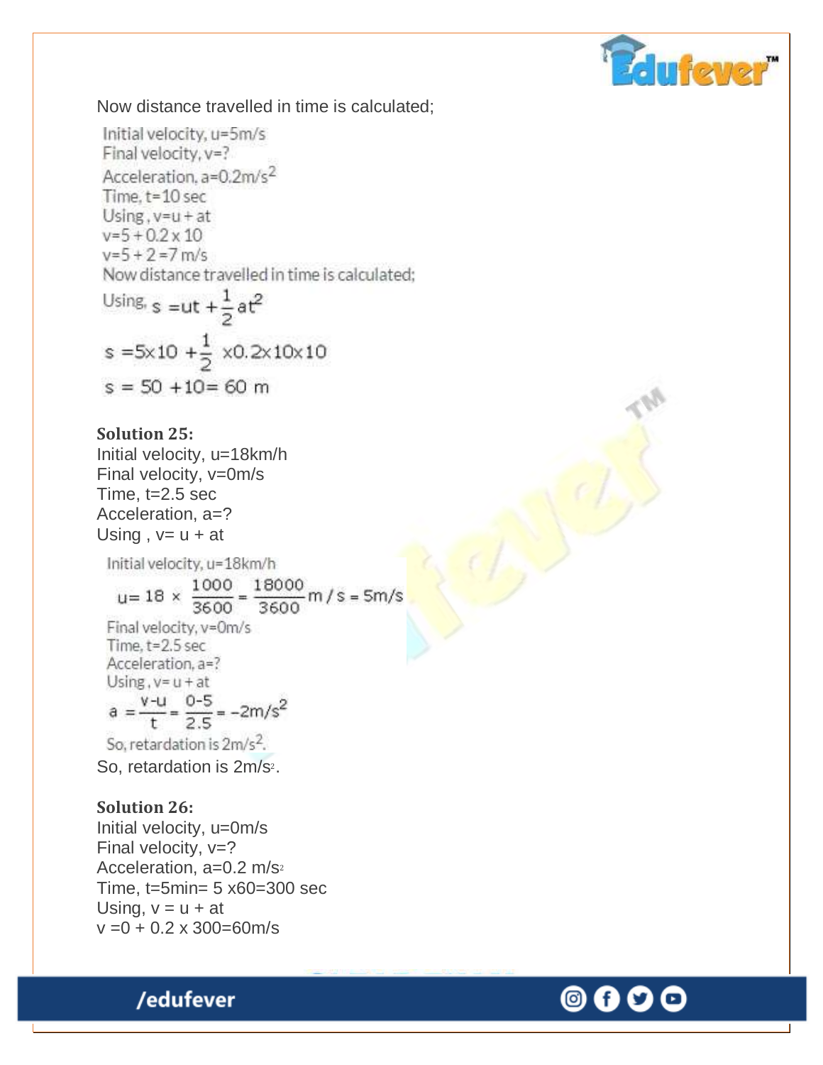Now distance travelled in time is calculated;

Initial velocity, u=5m/s
Final velocity, v=?
Acceleration, a=0.2m/s$^2$
Time, t=10 sec
Using , v=u + at
v=5 + 0.2 x 10
v=5 + 2 =7 m/s
Now distance travelled in time is calculated;

Using, $s = ut + \frac{1}{2}at^2$

$$s = 5 \times 10 + \frac{1}{2} \times 0.2 \times 10 \times 10$$

$$s = 50 + 10 = 60 \text{ m}$$

**Solution 25:**

Initial velocity, u=18km/h
Final velocity, v=0m/s
Time, t=2.5 sec
Acceleration, a=?
Using , v= u + at

Initial velocity, u=18km/h

$$u = 18 \times \frac{1000}{3600} = \frac{18000}{3600} m/s = 5m/s$$

Final velocity, v=0m/s
Time, t=2.5 sec
Acceleration, a=?
Using , v= u + at

$$a = \frac{v-u}{t} = \frac{0-5}{2.5} = -2m/s^2$$

So, retardation is 2m/s$^2$.

So, retardation is 2m/s$^2$.

**Solution 26:**

Initial velocity, u=0m/s
Final velocity, v=?
Acceleration, a=0.2 m/s$^2$
Time, t=5min= 5 x60=300 sec
Using, v = u + at
v =0 + 0.2 x 300=60m/s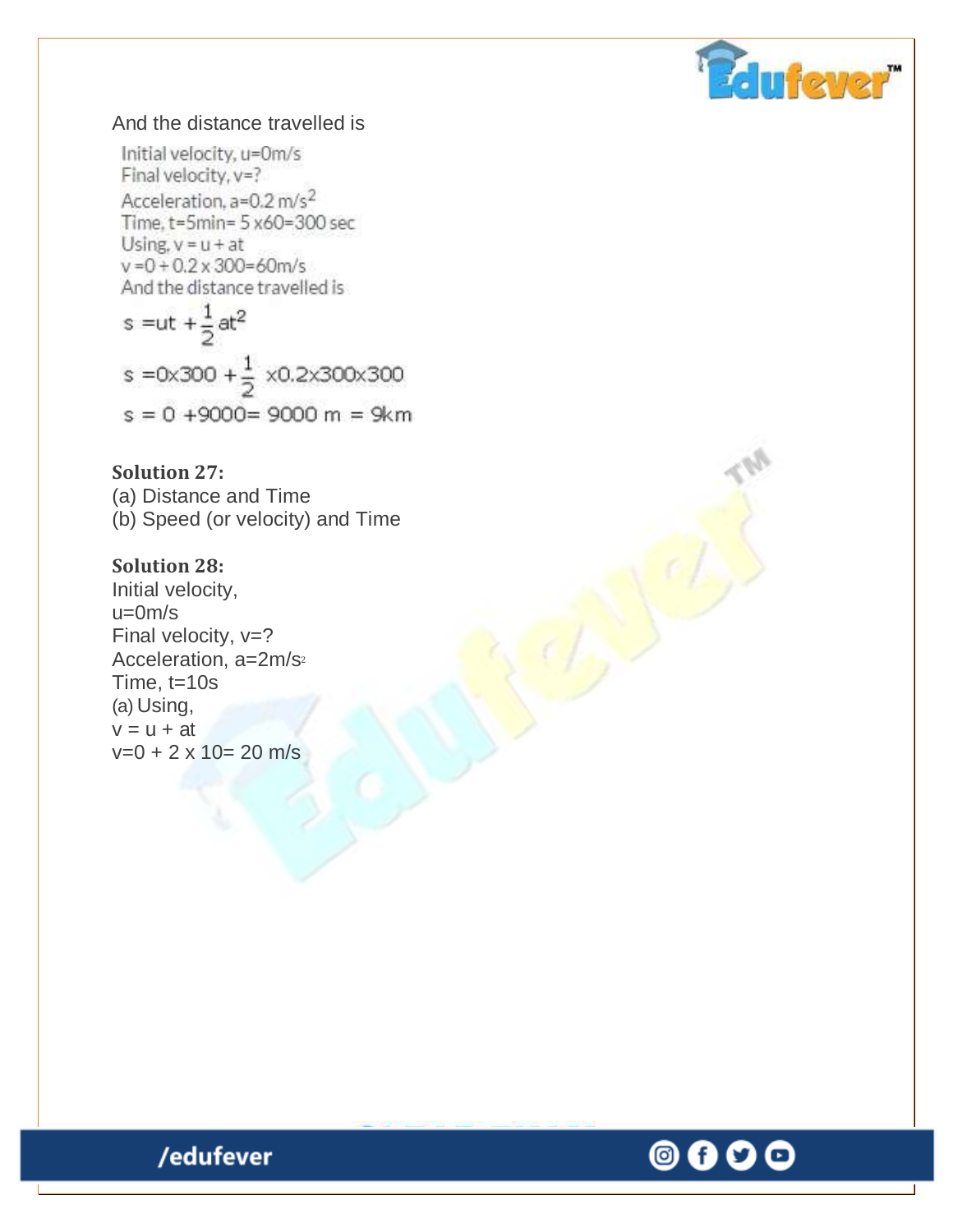And the distance travelled is

Initial velocity, $u=0 m/s$
Final velocity, $v=?$
Acceleration, $a=0.2 m/s^2$
Time, $t=5min= 5 \times 60=300$ sec
Using, $v = u + at$
$v = 0 + 0.2 \times 300=60 m/s$
And the distance travelled is

$$s = ut + \frac{1}{2}at^2$$

$$s = 0 \times 300 + \frac{1}{2} \times 0.2 \times 300 \times 300$$

$$s = 0 + 9000 = 9000 \text{ m} = 9 \text{km}$$

**Solution 27:**
(a) Distance and Time
(b) Speed (or velocity) and Time

**Solution 28:**
Initial velocity,
$u=0m/s$
Final velocity, $v=?$
Acceleration, $a=2m/s^2$
Time, $t=10s$
(a) Using,
$v = u + at$
$v=0 + 2 \times 10= 20$ m/s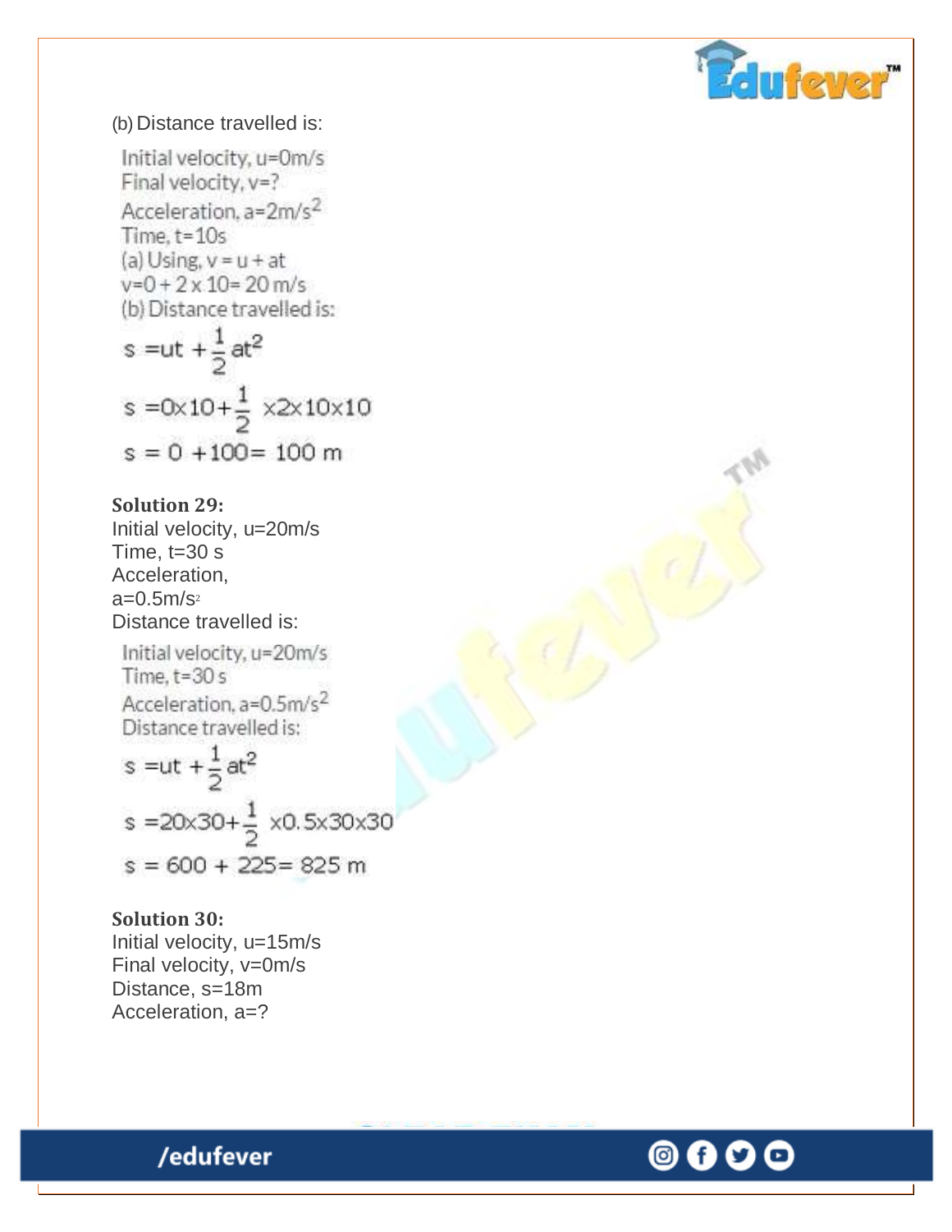(b) Distance travelled is:

Initial velocity, u=0m/s
Final velocity, v=?
Acceleration, $a=2m/s^2$
Time, t=10s
(a) Using, $v = u + at$
$v=0 + 2 \times 10= 20$ m/s
(b) Distance travelled is:

$$s = ut + \frac{1}{2}at^2$$

$$s = 0 \times 10 + \frac{1}{2} \times 2 \times 10 \times 10$$

$$s = 0 + 100 = 100 \text{ m}$$

**Solution 29:**

Initial velocity, u=20m/s
Time, t=30 s
Acceleration,
$a=0.5m/s^2$
Distance travelled is:

Initial velocity, u=20m/s
Time, t=30 s
Acceleration, $a=0.5m/s^2$
Distance travelled is:

$$s = ut + \frac{1}{2}at^2$$

$$s = 20 \times 30 + \frac{1}{2} \times 0.5 \times 30 \times 30$$

$$s = 600 + 225 = 825 \text{ m}$$

**Solution 30:**

Initial velocity, u=15m/s
Final velocity, v=0m/s
Distance, s=18m
Acceleration, a=?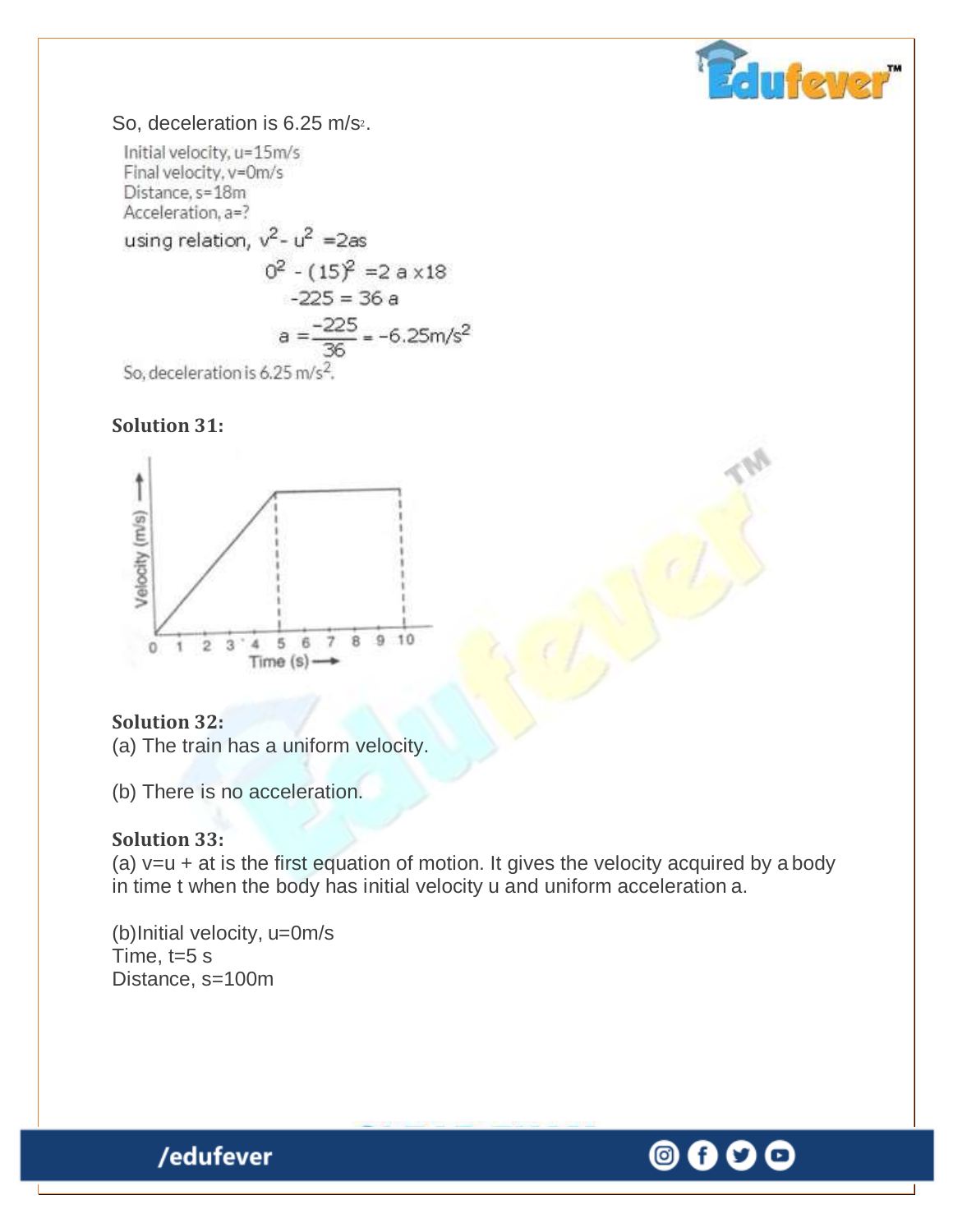So, deceleration is 6.25 $m/s^2$.

Initial velocity, u=15m/s
Final velocity, v=0m/s
Distance, s=18m
Acceleration, a=?

using relation, $v^2 - u^2 = 2as$

$$0^2 - (15)^2 = 2\,a \times 18$$

$$-225 = 36\,a$$

$$a = \frac{-225}{36} = -6.25 m/s^2$$

So, deceleration is 6.25 $m/s^2$.

**Solution 31:**

**Solution 32:**

(a) The train has a uniform velocity.

(b) There is no acceleration.

**Solution 33:**

(a) v=u + at is the first equation of motion. It gives the velocity acquired by a body in time t when the body has initial velocity u and uniform acceleration a.

(b)Initial velocity, u=0m/s
Time, t=5 s
Distance, s=100m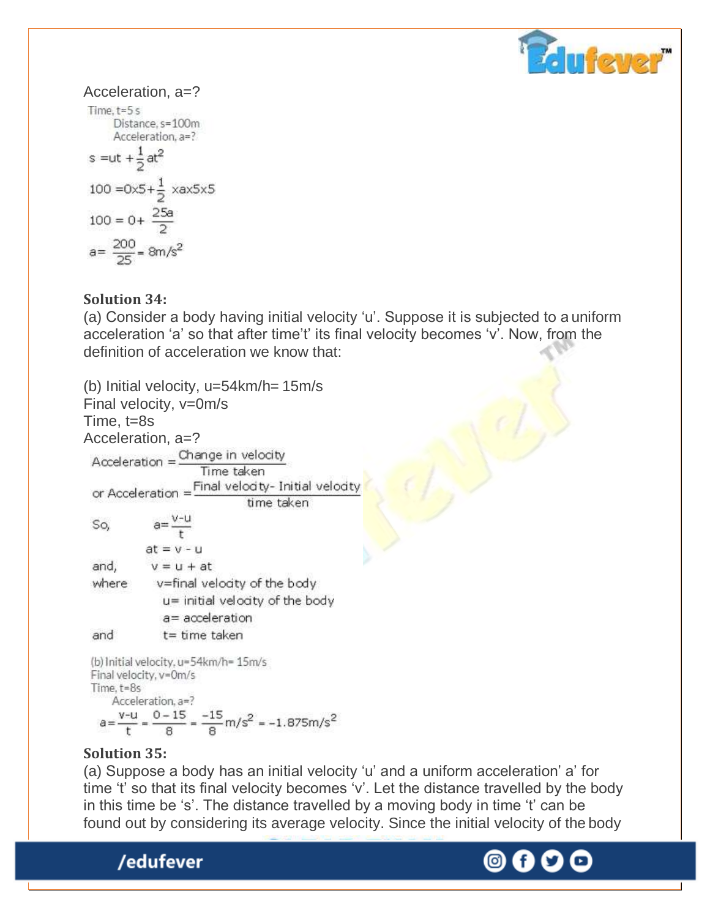Acceleration, a=?

Time, t=5 s

Distance, s=100m

Acceleration, a=?

$$s = ut + \frac{1}{2}at^2$$

$$100 = 0 \times 5 + \frac{1}{2} \times a \times 5 \times 5$$

$$100 = 0 + \frac{25a}{2}$$

$$a = \frac{200}{25} = 8 m/s^2$$

**Solution 34:**

(a) Consider a body having initial velocity 'u'. Suppose it is subjected to a uniform acceleration 'a' so that after time't' its final velocity becomes 'v'. Now, from the definition of acceleration we know that:

(b) Initial velocity, u=54km/h= 15m/s

Final velocity, v=0m/s

Time, t=8s

Acceleration, a=?

$$\text{Acceleration} = \frac{\text{Change in velocity}}{\text{Time taken}}$$

$$\text{or Acceleration} = \frac{\text{Final velocity- Initial velocity}}{\text{time taken}}$$

So, $a = \frac{v-u}{t}$

$at = v - u$

and, $v = u + at$

where $v$=final velocity of the body

$u$= initial velocity of the body

$a$= acceleration

and $t$= time taken

(b) Initial velocity, u=54km/h= 15m/s

Final velocity, v=0m/s

Time, t=8s

Acceleration, a=?

$$a = \frac{v-u}{t} = \frac{0-15}{8} = \frac{-15}{8} m/s^2 = -1.875 m/s^2$$

**Solution 35:**

(a) Suppose a body has an initial velocity 'u' and a uniform acceleration' a' for time 't' so that its final velocity becomes 'v'. Let the distance travelled by the body in this time be 's'. The distance travelled by a moving body in time 't' can be found out by considering its average velocity. Since the initial velocity of the body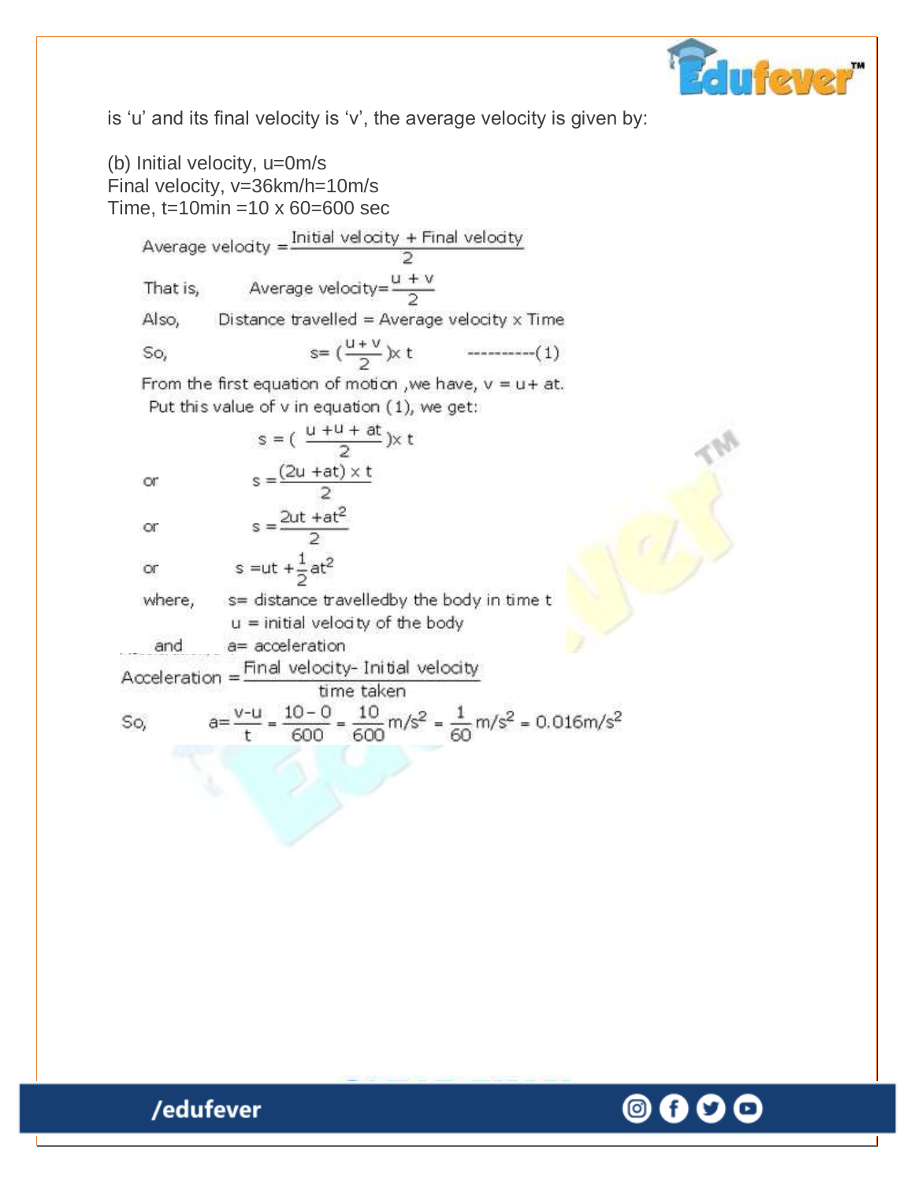is 'u' and its final velocity is 'v', the average velocity is given by:

(b) Initial velocity, u=0m/s
Final velocity, v=36km/h=10m/s
Time, t=10min =10 x 60=600 sec

$$\text{Average velocity} = \frac{\text{Initial velocity} + \text{Final velocity}}{2}$$

That is, $\text{Average velocity} = \frac{u + v}{2}$

Also, Distance travelled = Average velocity x Time

So, $s = \left(\frac{u+v}{2}\right) \times t$ ----------(1)

From the first equation of motion ,we have, $v = u + at$.

Put this value of v in equation (1), we get:

$$s = \left(\frac{u + u + at}{2}\right) \times t$$

or $s = \frac{(2u + at) \times t}{2}$

or $s = \frac{2ut + at^2}{2}$

or $s = ut + \frac{1}{2}at^2$

where, s= distance travelledby the body in time t

u = initial velocity of the body

and a= acceleration

$$\text{Acceleration} = \frac{\text{Final velocity} - \text{Initial velocity}}{\text{time taken}}$$

So, $a = \frac{v-u}{t} = \frac{10-0}{600} = \frac{10}{600} m/s^2 = \frac{1}{60} m/s^2 = 0.016 m/s^2$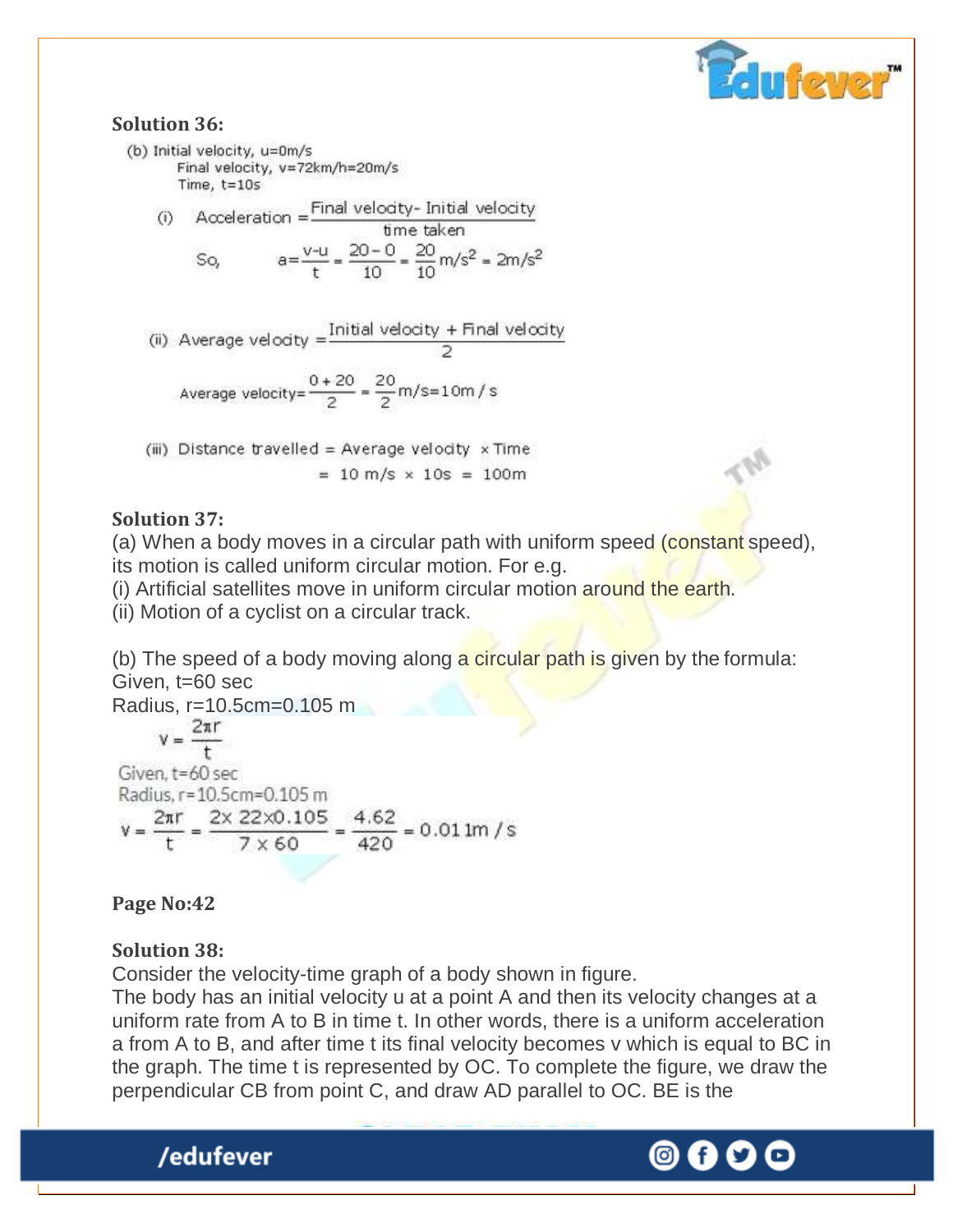**Solution 36:**

(b) Initial velocity, u=0m/s
Final velocity, v=72km/h=20m/s
Time, t=10s

(i) Acceleration $= \frac{\text{Final velocity} - \text{Initial velocity}}{\text{time taken}}$

So, $a = \frac{v-u}{t} = \frac{20-0}{10} = \frac{20}{10} \text{m/s}^2 = 2\text{m/s}^2$

(ii) Average velocity $= \frac{\text{Initial velocity} + \text{Final velocity}}{2}$

Average velocity $= \frac{0+20}{2} = \frac{20}{2} \text{m/s} = 10\text{m/s}$

(iii) Distance travelled = Average velocity × Time
= 10 m/s × 10s = 100m

**Solution 37:**

(a) When a body moves in a circular path with uniform speed (constant speed), its motion is called uniform circular motion. For e.g.
(i) Artificial satellites move in uniform circular motion around the earth.
(ii) Motion of a cyclist on a circular track.

(b) The speed of a body moving along a circular path is given by the formula:
Given, t=60 sec
Radius, r=10.5cm=0.105 m

$$v = \frac{2\pi r}{t}$$

Given, t=60 sec
Radius, r=10.5cm=0.105 m

$$v = \frac{2\pi r}{t} = \frac{2 \times 22 \times 0.105}{7 \times 60} = \frac{4.62}{420} = 0.011\text{m/s}$$

**Page No:42**

**Solution 38:**

Consider the velocity-time graph of a body shown in figure.
The body has an initial velocity u at a point A and then its velocity changes at a uniform rate from A to B in time t. In other words, there is a uniform acceleration a from A to B, and after time t its final velocity becomes v which is equal to BC in the graph. The time t is represented by OC. To complete the figure, we draw the perpendicular CB from point C, and draw AD parallel to OC. BE is the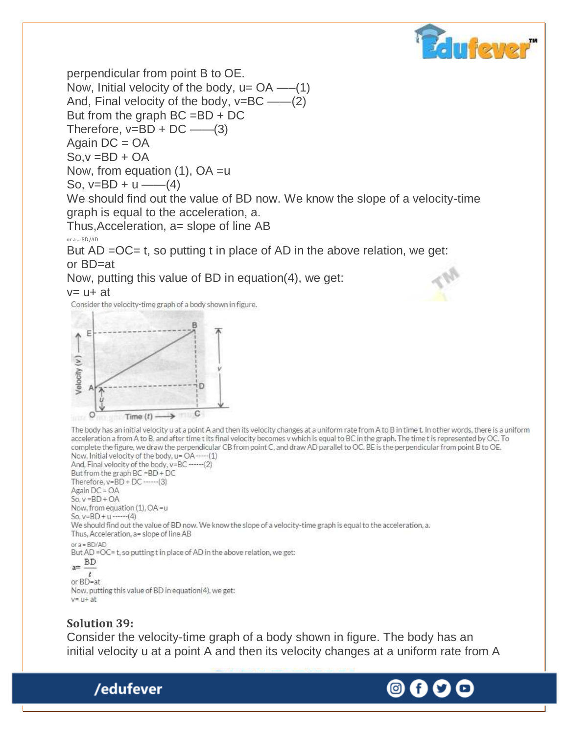perpendicular from point B to OE.

Now, Initial velocity of the body, u= OA ——(1)

And, Final velocity of the body, v=BC ——(2)

But from the graph BC =BD + DC

Therefore, v=BD + DC ——(3)

Again DC = OA

So,v =BD + OA

Now, from equation (1), OA =u

So, v=BD + u ——(4)

We should find out the value of BD now. We know the slope of a velocity-time graph is equal to the acceleration, a.

Thus,Acceleration, a= slope of line AB

or a = BD/AD

But AD =OC= t, so putting t in place of AD in the above relation, we get:

or BD=at

Now, putting this value of BD in equation(4), we get:

v= u+ at

Consider the velocity-time graph of a body shown in figure.

The body has an initial velocity u at a point A and then its velocity changes at a uniform rate from A to B in time t. In other words, there is a uniform acceleration a from A to B, and after time t its final velocity becomes v which is equal to BC in the graph. The time t is represented by OC. To complete the figure, we draw the perpendicular CB from point C, and draw AD parallel to OC. BE is the perpendicular from point B to OE.

Now, Initial velocity of the body, u= OA -----(1)

And, Final velocity of the body, v=BC ------(2)

But from the graph BC =BD + DC

Therefore, v=BD + DC ------(3)

Again DC = OA

So, v =BD + OA

Now, from equation (1), OA =u

So, v=BD + u ------(4)

We should find out the value of BD now. We know the slope of a velocity-time graph is equal to the acceleration, a.

Thus, Acceleration, a= slope of line AB

or a = BD/AD

But AD =OC= t, so putting t in place of AD in the above relation, we get:

$$a = \frac{BD}{t}$$

or BD=at

Now, putting this value of BD in equation(4), we get:

v= u+ at

**Solution 39:**

Consider the velocity-time graph of a body shown in figure. The body has an initial velocity u at a point A and then its velocity changes at a uniform rate from A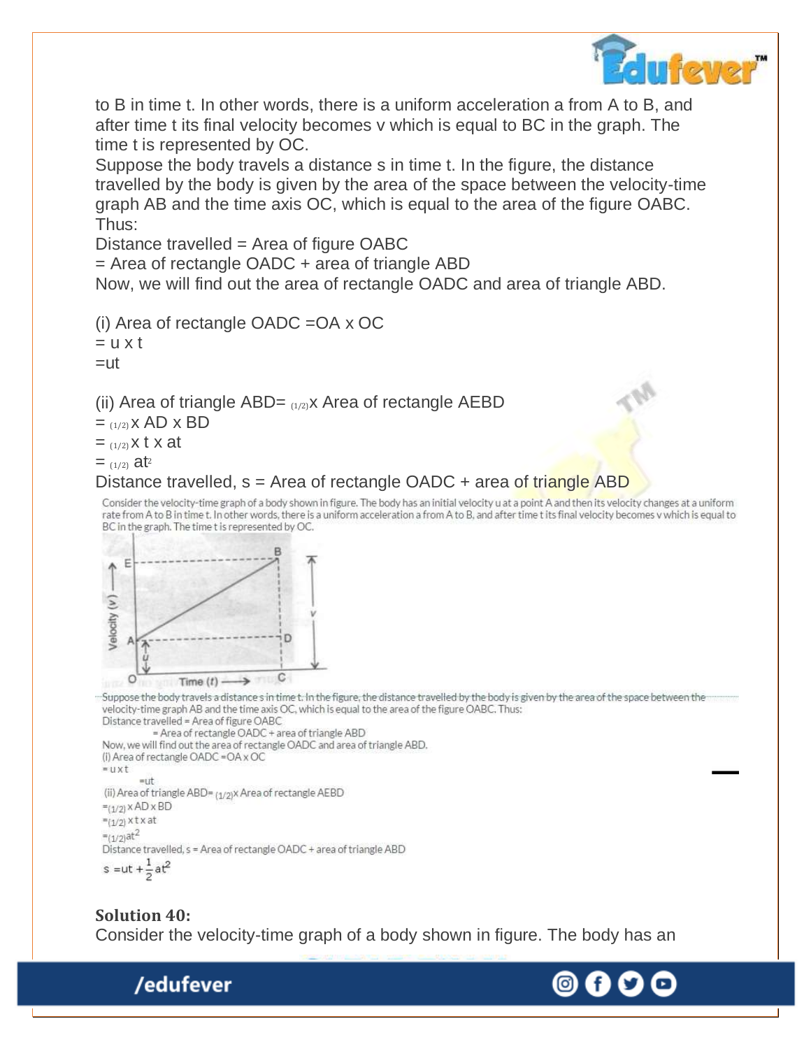to B in time t. In other words, there is a uniform acceleration a from A to B, and after time t its final velocity becomes v which is equal to BC in the graph. The time t is represented by OC.

Suppose the body travels a distance s in time t. In the figure, the distance travelled by the body is given by the area of the space between the velocity-time graph AB and the time axis OC, which is equal to the area of the figure OABC. Thus:

Distance travelled = Area of figure OABC

= Area of rectangle OADC + area of triangle ABD

Now, we will find out the area of rectangle OADC and area of triangle ABD.

(i) Area of rectangle OADC = OA x OC

= u x t

= ut

(ii) Area of triangle ABD = $(1/2)$ x Area of rectangle AEBD

= $(1/2)$ x AD x BD

= $(1/2)$ x t x at

= $(1/2)$ $at^2$

Distance travelled, s = Area of rectangle OADC + area of triangle ABD

Consider the velocity-time graph of a body shown in figure. The body has an initial velocity u at a point A and then its velocity changes at a uniform rate from A to B in time t. In other words, there is a uniform acceleration a from A to B, and after time t its final velocity becomes v which is equal to BC in the graph. The time t is represented by OC.

Suppose the body travels a distance s in time t. In the figure, the distance travelled by the body is given by the area of the space between the velocity-time graph AB and the time axis OC, which is equal to the area of the figure OABC. Thus:

Distance travelled = Area of figure OABC

= Area of rectangle OADC + area of triangle ABD

Now, we will find out the area of rectangle OADC and area of triangle ABD.

(i) Area of rectangle OADC = OA x OC

= u x t

= ut

(ii) Area of triangle ABD = $(1/2)$ x Area of rectangle AEBD

= $(1/2)$ x AD x BD

= $(1/2)$ x t x at

= $(1/2)at^2$

Distance travelled, s = Area of rectangle OADC + area of triangle ABD

$$s = ut + \frac{1}{2}at^2$$

**Solution 40:**

Consider the velocity-time graph of a body shown in figure. The body has an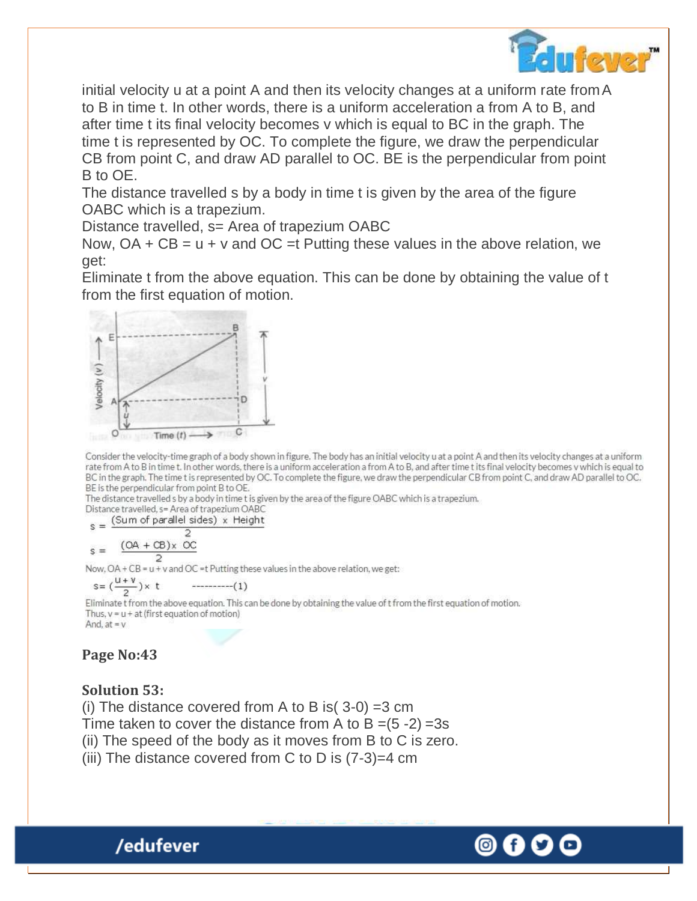initial velocity u at a point A and then its velocity changes at a uniform rate from A to B in time t. In other words, there is a uniform acceleration a from A to B, and after time t its final velocity becomes v which is equal to BC in the graph. The time t is represented by OC. To complete the figure, we draw the perpendicular CB from point C, and draw AD parallel to OC. BE is the perpendicular from point B to OE.

The distance travelled s by a body in time t is given by the area of the figure OABC which is a trapezium.

Distance travelled, s= Area of trapezium OABC

Now, OA + CB = u + v and OC =t Putting these values in the above relation, we get:

Eliminate t from the above equation. This can be done by obtaining the value of t from the first equation of motion.

Consider the velocity-time graph of a body shown in figure. The body has an initial velocity u at a point A and then its velocity changes at a uniform rate from A to B in time t. In other words, there is a uniform acceleration a from A to B, and after time t its final velocity becomes v which is equal to BC in the graph. The time t is represented by OC. To complete the figure, we draw the perpendicular CB from point C, and draw AD parallel to OC. BE is the perpendicular from point B to OE.

The distance travelled s by a body in time t is given by the area of the figure OABC which is a trapezium.

Distance travelled, s= Area of trapezium OABC

$$s = \frac{(\text{Sum of parallel sides}) \times \text{Height}}{2}$$

$$s = \frac{(OA + CB) \times OC}{2}$$

Now, OA + CB = u + v and OC =t Putting these values in the above relation, we get:

$$s = \left(\frac{u+v}{2}\right) \times t \qquad \text{----------(1)}$$

Eliminate t from the above equation. This can be done by obtaining the value of t from the first equation of motion.

Thus, $v = u + at$ (first equation of motion)

And, at = v

**Page No:43**

**Solution 53:**

(i) The distance covered from A to B is( 3-0) =3 cm

Time taken to cover the distance from A to B =(5 -2) =3s

(ii) The speed of the body as it moves from B to C is zero.

(iii) The distance covered from C to D is (7-3)=4 cm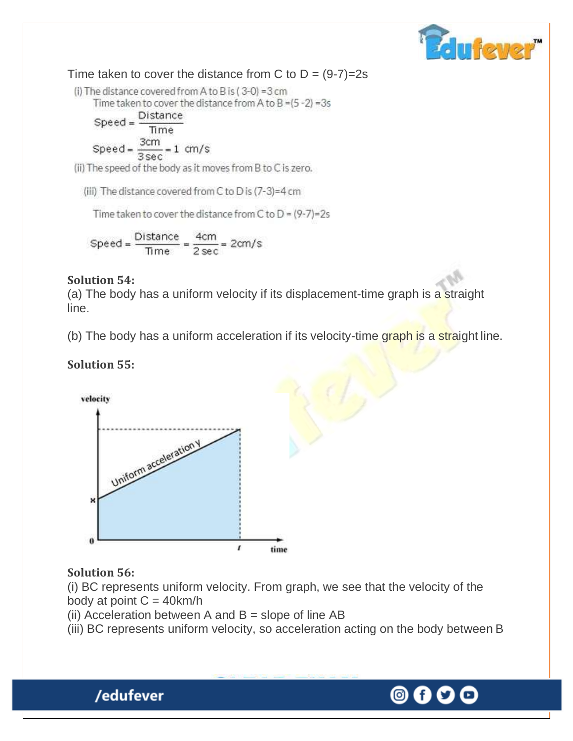Time taken to cover the distance from C to D = (9-7)=2s

(i) The distance covered from A to B is ( 3-0) =3 cm

Time taken to cover the distance from A to B =(5 -2) =3s

$$\text{Speed} = \frac{\text{Distance}}{\text{Time}}$$

$$\text{Speed} = \frac{3\text{cm}}{3\text{sec}} = 1 \text{ cm/s}$$

(ii) The speed of the body as it moves from B to C is zero.

(iii) The distance covered from C to D is (7-3)=4 cm

Time taken to cover the distance from C to D = (9-7)=2s

$$\text{Speed} = \frac{\text{Distance}}{\text{Time}} = \frac{4\text{cm}}{2\text{ sec}} = 2\text{cm/s}$$

**Solution 54:**

(a) The body has a uniform velocity if its displacement-time graph is a straight line.

(b) The body has a uniform acceleration if its velocity-time graph is a straight line.

**Solution 55:**

**Solution 56:**

(i) BC represents uniform velocity. From graph, we see that the velocity of the body at point C = 40km/h

(ii) Acceleration between A and B = slope of line AB

(iii) BC represents uniform velocity, so acceleration acting on the body between B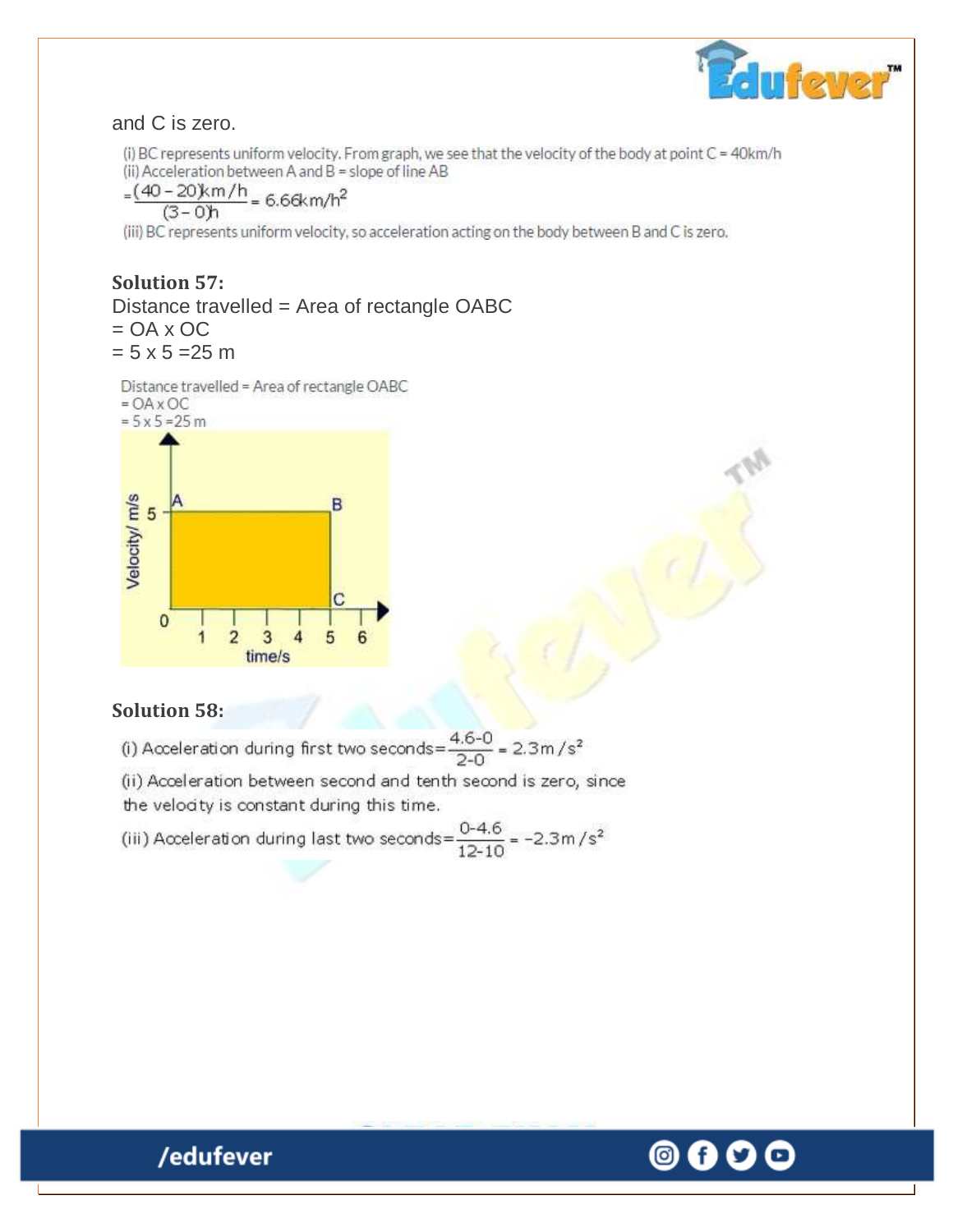and C is zero.

(i) BC represents uniform velocity. From graph, we see that the velocity of the body at point C = 40km/h

(ii) Acceleration between A and B = slope of line AB

$= \frac{(40-20)km/h}{(3-0)h} = 6.66 km/h^2$

(iii) BC represents uniform velocity, so acceleration acting on the body between B and C is zero.

**Solution 57:**

Distance travelled = Area of rectangle OABC

= OA x OC

= 5 x 5 =25 m

Distance travelled = Area of rectangle OABC

= OA x OC

= 5 x 5 =25 m

**Solution 58:**

(i) Acceleration during first two seconds $= \frac{4.6-0}{2-0} = 2.3 m/s^2$

(ii) Acceleration between second and tenth second is zero, since the velocity is constant during this time.

(iii) Acceleration during last two seconds $= \frac{0-4.6}{12-10} = -2.3 m/s^2$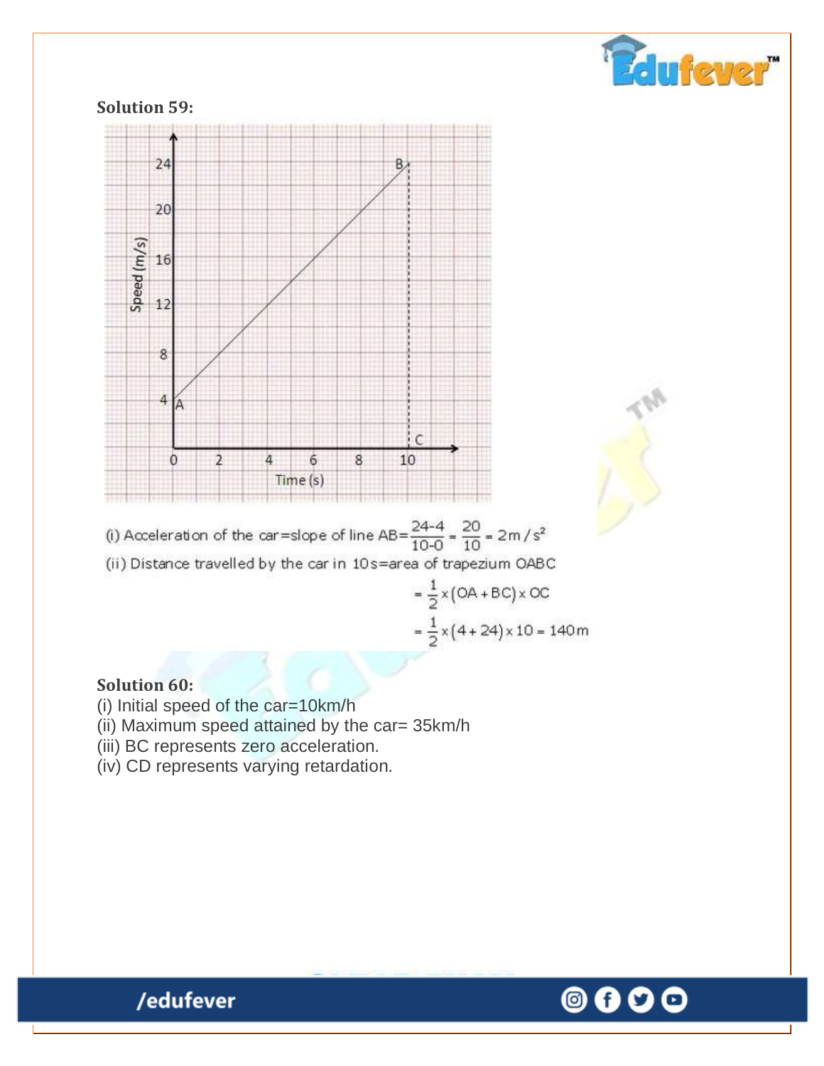**Solution 59:**

(i) Acceleration of the car=slope of line AB$=\frac{24-4}{10-0}=\frac{20}{10}=2m/s^2$

(ii) Distance travelled by the car in 10s=area of trapezium OABC

$$=\frac{1}{2}\times(OA+BC)\times OC$$

$$=\frac{1}{2}\times(4+24)\times10=140m$$

**Solution 60:**

(i) Initial speed of the car=10km/h

(ii) Maximum speed attained by the car= 35km/h

(iii) BC represents zero acceleration.

(iv) CD represents varying retardation.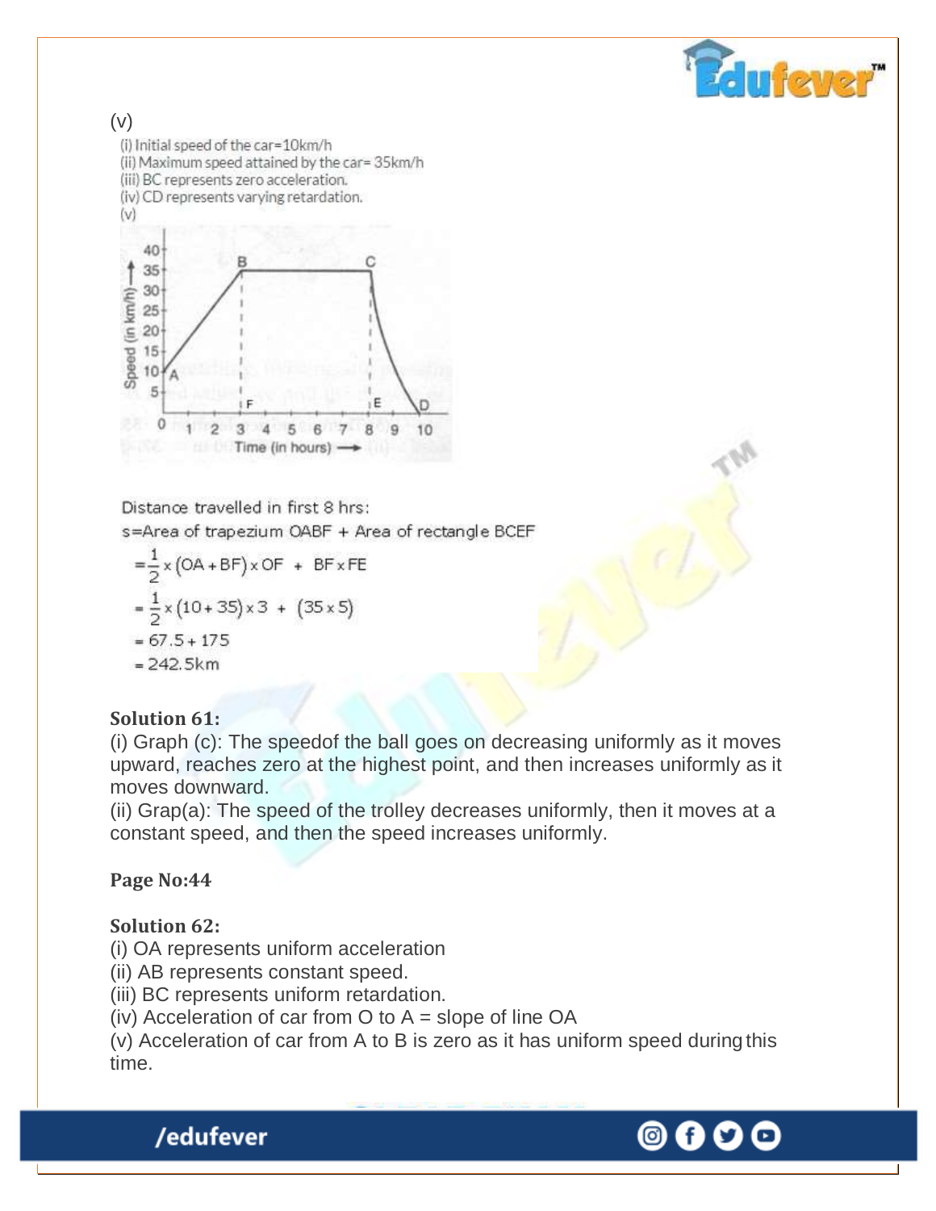(v)

(i) Initial speed of the car=10km/h

(ii) Maximum speed attained by the car= 35km/h

(iii) BC represents zero acceleration.

(iv) CD represents varying retardation.

(v)

Distance travelled in first 8 hrs:

s=Area of trapezium OABF + Area of rectangle BCEF

$$= \frac{1}{2} \times (OA + BF) \times OF + BF \times FE$$

$$= \frac{1}{2} \times (10 + 35) \times 3 + (35 \times 5)$$

$$= 67.5 + 175$$

$$= 242.5 km$$

**Solution 61:**

(i) Graph (c): The speedof the ball goes on decreasing uniformly as it moves upward, reaches zero at the highest point, and then increases uniformly as it moves downward.

(ii) Grap(a): The speed of the trolley decreases uniformly, then it moves at a constant speed, and then the speed increases uniformly.

**Page No:44**

**Solution 62:**

(i) OA represents uniform acceleration

(ii) AB represents constant speed.

(iii) BC represents uniform retardation.

(iv) Acceleration of car from O to A = slope of line OA

(v) Acceleration of car from A to B is zero as it has uniform speed during this time.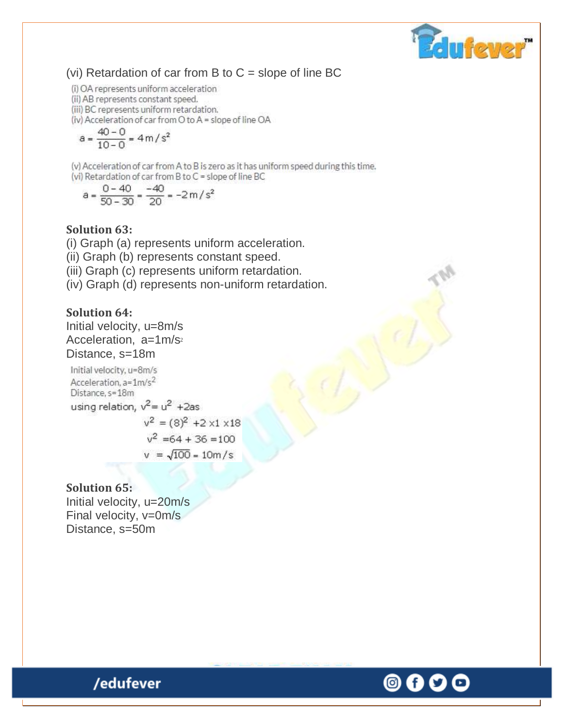(vi) Retardation of car from B to C = slope of line BC

(i) OA represents uniform acceleration
(ii) AB represents constant speed.
(iii) BC represents uniform retardation.
(iv) Acceleration of car from O to A = slope of line OA

$$a = \frac{40-0}{10-0} = 4\,m/s^2$$

(v) Acceleration of car from A to B is zero as it has uniform speed during this time.
(vi) Retardation of car from B to C = slope of line BC

$$a = \frac{0-40}{50-30} = \frac{-40}{20} = -2\,m/s^2$$

**Solution 63:**

(i) Graph (a) represents uniform acceleration.
(ii) Graph (b) represents constant speed.
(iii) Graph (c) represents uniform retardation.
(iv) Graph (d) represents non-uniform retardation.

**Solution 64:**

Initial velocity, u=8m/s
Acceleration, a=1m/$s^2$
Distance, s=18m

Initial velocity, u=8m/s
Acceleration, a=1m/$s^2$
Distance, s=18m
using relation, $v^2 = u^2 + 2as$

$$v^2 = (8)^2 + 2 \times 1 \times 18$$

$$v^2 = 64 + 36 = 100$$

$$v = \sqrt{100} = 10m/s$$

**Solution 65:**

Initial velocity, u=20m/s
Final velocity, v=0m/s
Distance, s=50m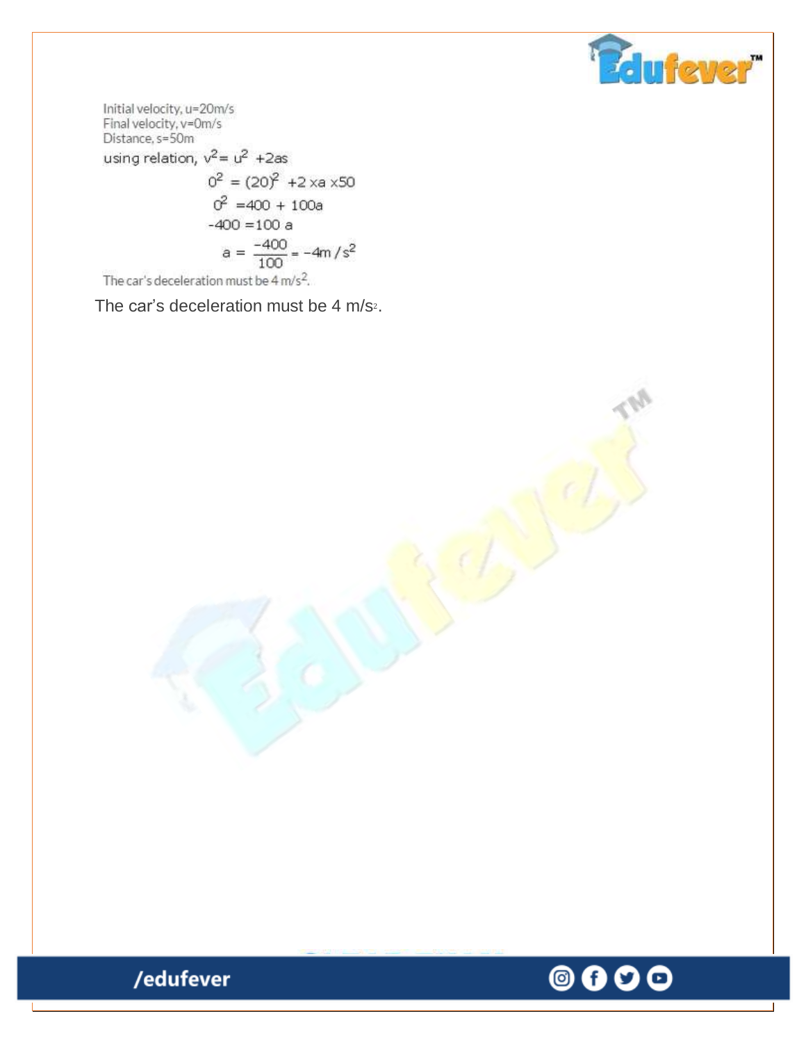Initial velocity, $u = 20 m/s$

Final velocity, $v = 0 m/s$

Distance, $s = 50 m$

using relation, $v^2 = u^2 + 2as$

$$0^2 = (20)^2 + 2 \times a \times 50$$

$$0^2 = 400 + 100a$$

$$-400 = 100a$$

$$a = \frac{-400}{100} = -4 m/s^2$$

The car's deceleration must be $4 m/s^2$.

The car's deceleration must be $4 m/s^2$.